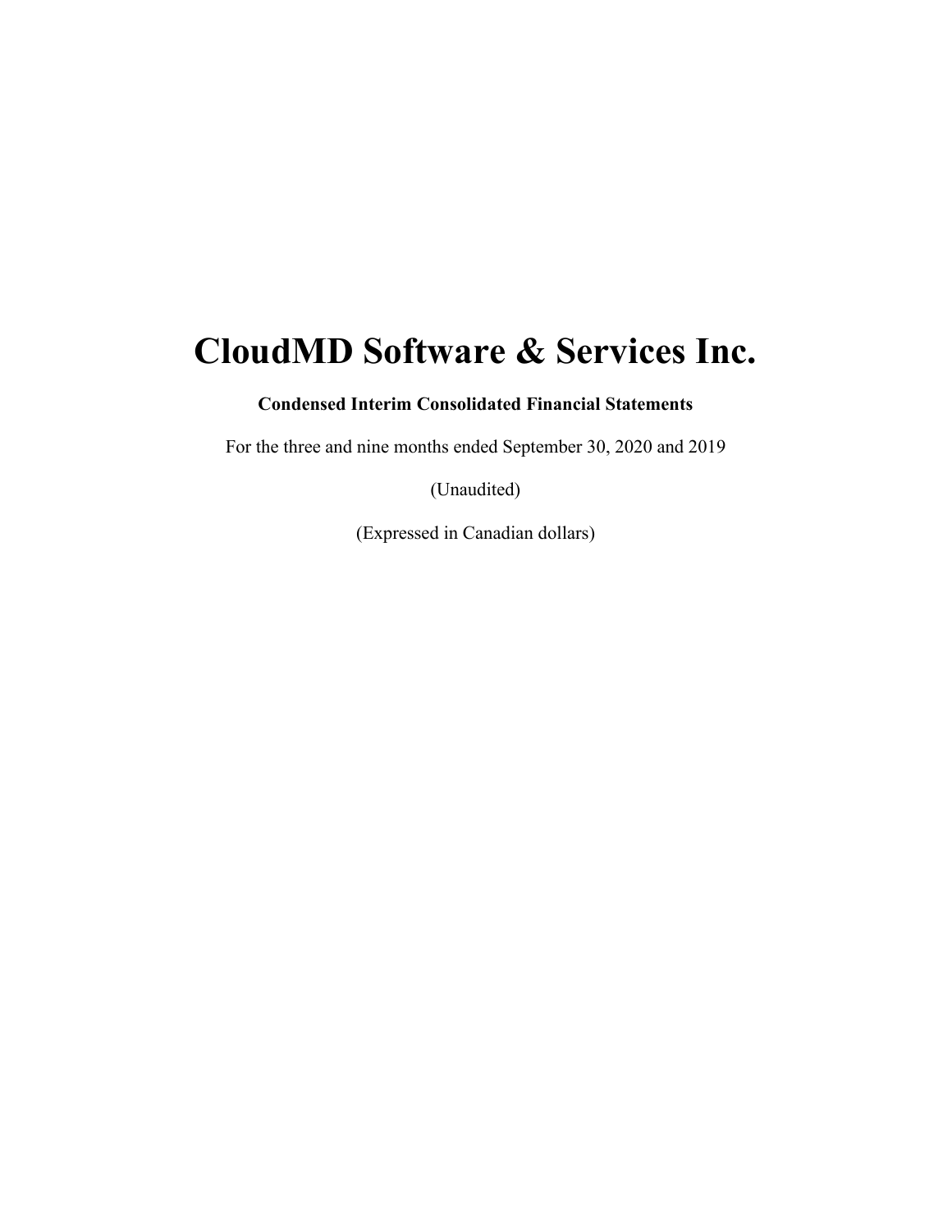# CloudMD Software & Services Inc.

**Condensed Interim Consolidated Financial Statements**

For the three and nine months ended September 30, 2020 and 2019

(Unaudited)

(Expressed in Canadian dollars)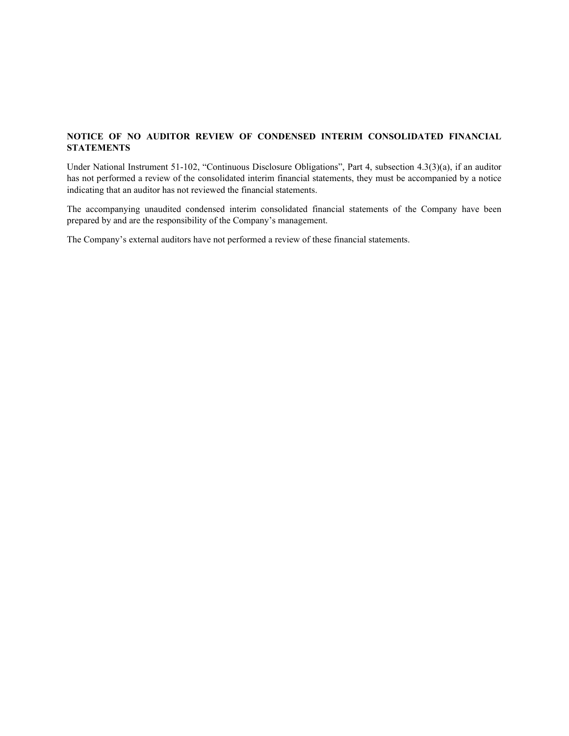**NOTICE OF NO AUDITOR REVIEW OF CONDENSED INTERIM CONSOLIDATED FINANCIAL STATEMENTS**

Under National Instrument 51-102, "Continuous Disclosure Obligations", Part 4, subsection 4.3(3)(a), if an auditor has not performed a review of the consolidated interim financial statements, they must be accompanied by a notice indicating that an auditor has not reviewed the financial statements.

The accompanying unaudited condensed interim consolidated financial statements of the Company have been prepared by and are the responsibility of the Company's management.

The Company's external auditors have not performed a review of these financial statements.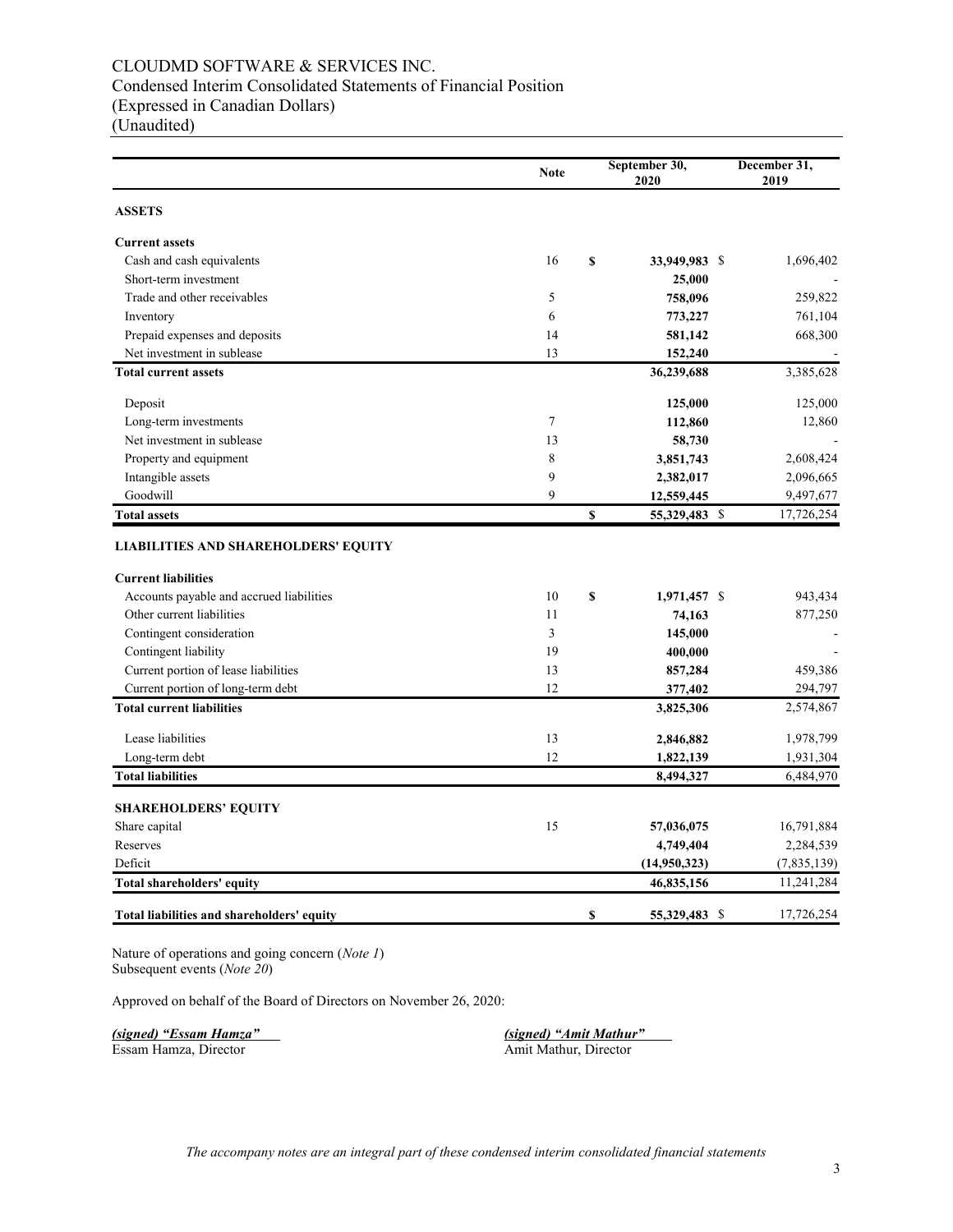# CLOUDMD SOFTWARE & SERVICES INC.
## Condensed Interim Consolidated Statements of Financial Position
(Expressed in Canadian Dollars)
(Unaudited)

| | Note | September 30, 2020 | December 31, 2019 |
|---|---|---|---|
| **ASSETS** | | | |
| **Current assets** | | | |
| Cash and cash equivalents | 16 | **$ 33,949,983** | $ 1,696,402 |
| Short-term investment | | **25,000** | - |
| Trade and other receivables | 5 | **758,096** | 259,822 |
| Inventory | 6 | **773,227** | 761,104 |
| Prepaid expenses and deposits | 14 | **581,142** | 668,300 |
| Net investment in sublease | 13 | **152,240** | - |
| **Total current assets** | | **36,239,688** | 3,385,628 |
| Deposit | | **125,000** | 125,000 |
| Long-term investments | 7 | **112,860** | 12,860 |
| Net investment in sublease | 13 | **58,730** | - |
| Property and equipment | 8 | **3,851,743** | 2,608,424 |
| Intangible assets | 9 | **2,382,017** | 2,096,665 |
| Goodwill | 9 | **12,559,445** | 9,497,677 |
| **Total assets** | | **$ 55,329,483** | $ 17,726,254 |
| **LIABILITIES AND SHAREHOLDERS' EQUITY** | | | |
| **Current liabilities** | | | |
| Accounts payable and accrued liabilities | 10 | **$ 1,971,457** | $ 943,434 |
| Other current liabilities | 11 | **74,163** | 877,250 |
| Contingent consideration | 3 | **145,000** | - |
| Contingent liability | 19 | **400,000** | - |
| Current portion of lease liabilities | 13 | **857,284** | 459,386 |
| Current portion of long-term debt | 12 | **377,402** | 294,797 |
| **Total current liabilities** | | **3,825,306** | 2,574,867 |
| Lease liabilities | 13 | **2,846,882** | 1,978,799 |
| Long-term debt | 12 | **1,822,139** | 1,931,304 |
| **Total liabilities** | | **8,494,327** | 6,484,970 |
| **SHAREHOLDERS' EQUITY** | | | |
| Share capital | 15 | **57,036,075** | 16,791,884 |
| Reserves | | **4,749,404** | 2,284,539 |
| Deficit | | **(14,950,323)** | (7,835,139) |
| **Total shareholders' equity** | | **46,835,156** | 11,241,284 |
| **Total liabilities and shareholders' equity** | | **$ 55,329,483** | $ 17,726,254 |

Nature of operations and going concern (*Note 1*)
Subsequent events (*Note 20*)

Approved on behalf of the Board of Directors on November 26, 2020:

***(signed) "Essam Hamza"***
Essam Hamza, Director

***(signed) "Amit Mathur"***
Amit Mathur, Director

*The accompany notes are an integral part of these condensed interim consolidated financial statements*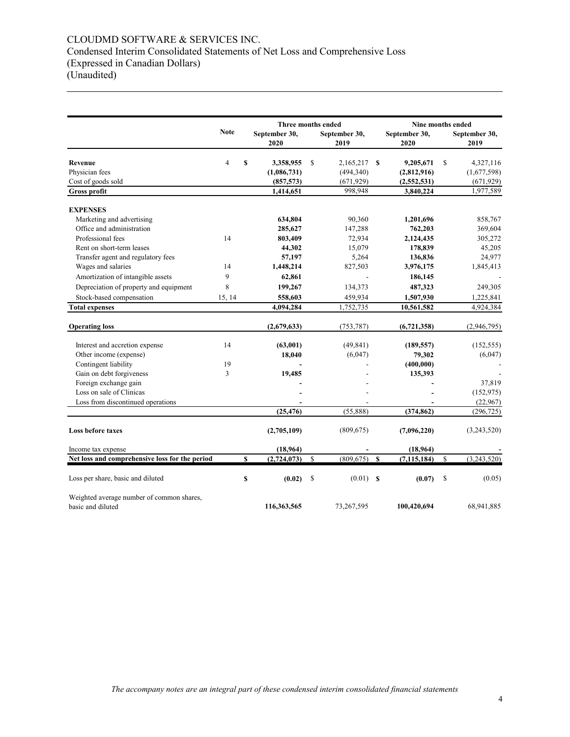# CLOUDMD SOFTWARE & SERVICES INC.
Condensed Interim Consolidated Statements of Net Loss and Comprehensive Loss
(Expressed in Canadian Dollars)
(Unaudited)

| | Note | Three months ended September 30, 2020 | Three months ended September 30, 2019 | Nine months ended September 30, 2020 | Nine months ended September 30, 2019 |
|---|---|---|---|---|---|
| **Revenue** | 4 | **$ 3,358,955** | $ 2,165,217 | **$ 9,205,671** | $ 4,327,116 |
| Physician fees | | **(1,086,731)** | (494,340) | **(2,812,916)** | (1,677,598) |
| Cost of goods sold | | **(857,573)** | (671,929) | **(2,552,531)** | (671,929) |
| **Gross profit** | | **1,414,651** | 998,948 | **3,840,224** | 1,977,589 |
| **EXPENSES** | | | | | |
| Marketing and advertising | | **634,804** | 90,360 | **1,201,696** | 858,767 |
| Office and administration | | **285,627** | 147,288 | **762,203** | 369,604 |
| Professional fees | 14 | **803,409** | 72,934 | **2,124,435** | 305,272 |
| Rent on short-term leases | | **44,302** | 15,079 | **178,839** | 45,205 |
| Transfer agent and regulatory fees | | **57,197** | 5,264 | **136,836** | 24,977 |
| Wages and salaries | 14 | **1,448,214** | 827,503 | **3,976,175** | 1,845,413 |
| Amortization of intangible assets | 9 | **62,861** | - | **186,145** | - |
| Depreciation of property and equipment | 8 | **199,267** | 134,373 | **487,323** | 249,305 |
| Stock-based compensation | 15, 14 | **558,603** | 459,934 | **1,507,930** | 1,225,841 |
| **Total expenses** | | **4,094,284** | 1,752,735 | **10,561,582** | 4,924,384 |
| **Operating loss** | | **(2,679,633)** | (753,787) | **(6,721,358)** | (2,946,795) |
| Interest and accretion expense | 14 | **(63,001)** | (49,841) | **(189,557)** | (152,555) |
| Other income (expense) | | **18,040** | (6,047) | **79,302** | (6,047) |
| Contingent liability | 19 | **-** | - | **(400,000)** | - |
| Gain on debt forgiveness | 3 | **19,485** | - | **135,393** | - |
| Foreign exchange gain | | **-** | - | **-** | 37,819 |
| Loss on sale of Clinicas | | **-** | - | **-** | (152,975) |
| Loss from discontinued operations | | **-** | - | **-** | (22,967) |
| | | **(25,476)** | (55,888) | **(374,862)** | (296,725) |
| **Loss before taxes** | | **(2,705,109)** | (809,675) | **(7,096,220)** | (3,243,520) |
| Income tax expense | | **(18,964)** | - | **(18,964)** | - |
| **Net loss and comprehensive loss for the period** | | **$ (2,724,073)** | $ (809,675) | **$ (7,115,184)** | $ (3,243,520) |
| Loss per share, basic and diluted | | **$ (0.02)** | $ (0.01) | **$ (0.07)** | $ (0.05) |
| Weighted average number of common shares, basic and diluted | | **116,363,565** | 73,267,595 | **100,420,694** | 68,941,885 |

*The accompany notes are an integral part of these condensed interim consolidated financial statements*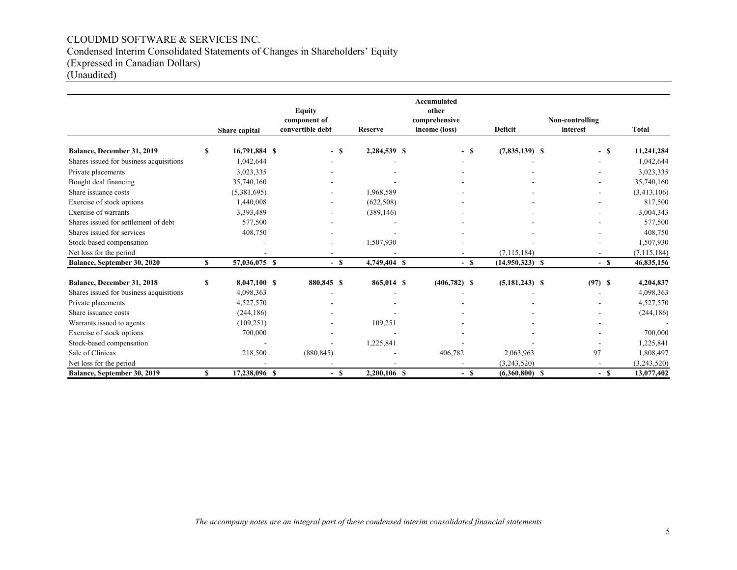# CLOUDMD SOFTWARE & SERVICES INC.

Condensed Interim Consolidated Statements of Changes in Shareholders' Equity
(Expressed in Canadian Dollars)
(Unaudited)

| | Share capital | Equity component of convertible debt | Reserve | Accumulated other comprehensive income (loss) | Deficit | Non-controlling interest | Total |
|---|---|---|---|---|---|---|---|
| **Balance, December 31, 2019** | **$ 16,791,884** | **$ -** | **$ 2,284,539** | **$ -** | **$ (7,835,139)** | **$ -** | **$ 11,241,284** |
| Shares issued for business acquisitions | 1,042,644 | - | - | - | - | - | 1,042,644 |
| Private placements | 3,023,335 | - | - | - | - | - | 3,023,335 |
| Bought deal financing | 35,740,160 | - | - | - | - | - | 35,740,160 |
| Share issuance costs | (5,381,695) | - | 1,968,589 | - | - | - | (3,413,106) |
| Exercise of stock options | 1,440,008 | - | (622,508) | - | - | - | 817,500 |
| Exercise of warrants | 3,393,489 | - | (389,146) | - | - | - | 3,004,343 |
| Shares issued for settlement of debt | 577,500 | - | - | - | - | - | 577,500 |
| Shares issued for services | 408,750 | - | - | - | - | - | 408,750 |
| Stock-based compensation | - | - | 1,507,930 | - | - | - | 1,507,930 |
| Net loss for the period | - | - | - | - | (7,115,184) | - | (7,115,184) |
| **Balance, September 30, 2020** | **$ 57,036,075** | **$ -** | **$ 4,749,404** | **$ -** | **$ (14,950,323)** | **$ -** | **$ 46,835,156** |
| | | | | | | | |
| **Balance, December 31, 2018** | **$ 8,047,100** | **$ 880,845** | **$ 865,014** | **$ (406,782)** | **$ (5,181,243)** | **$ (97)** | **$ 4,204,837** |
| Shares issued for business acquisitions | 4,098,363 | - | - | - | - | - | 4,098,363 |
| Private placements | 4,527,570 | - | - | - | - | - | 4,527,570 |
| Share issuance costs | (244,186) | - | - | - | - | - | (244,186) |
| Warrants issued to agents | (109,251) | - | 109,251 | - | - | - | - |
| Exercise of stock options | 700,000 | - | - | - | - | - | 700,000 |
| Stock-based compensation | - | - | 1,225,841 | - | - | - | 1,225,841 |
| Sale of Clinicas | 218,500 | (880,845) | - | 406,782 | 2,063,963 | 97 | 1,808,497 |
| Net loss for the period | - | - | - | - | (3,243,520) | - | (3,243,520) |
| **Balance, September 30, 2019** | **$ 17,238,096** | **$ -** | **$ 2,200,106** | **$ -** | **$ (6,360,800)** | **$ -** | **$ 13,077,402** |

*The accompany notes are an integral part of these condensed interim consolidated financial statements*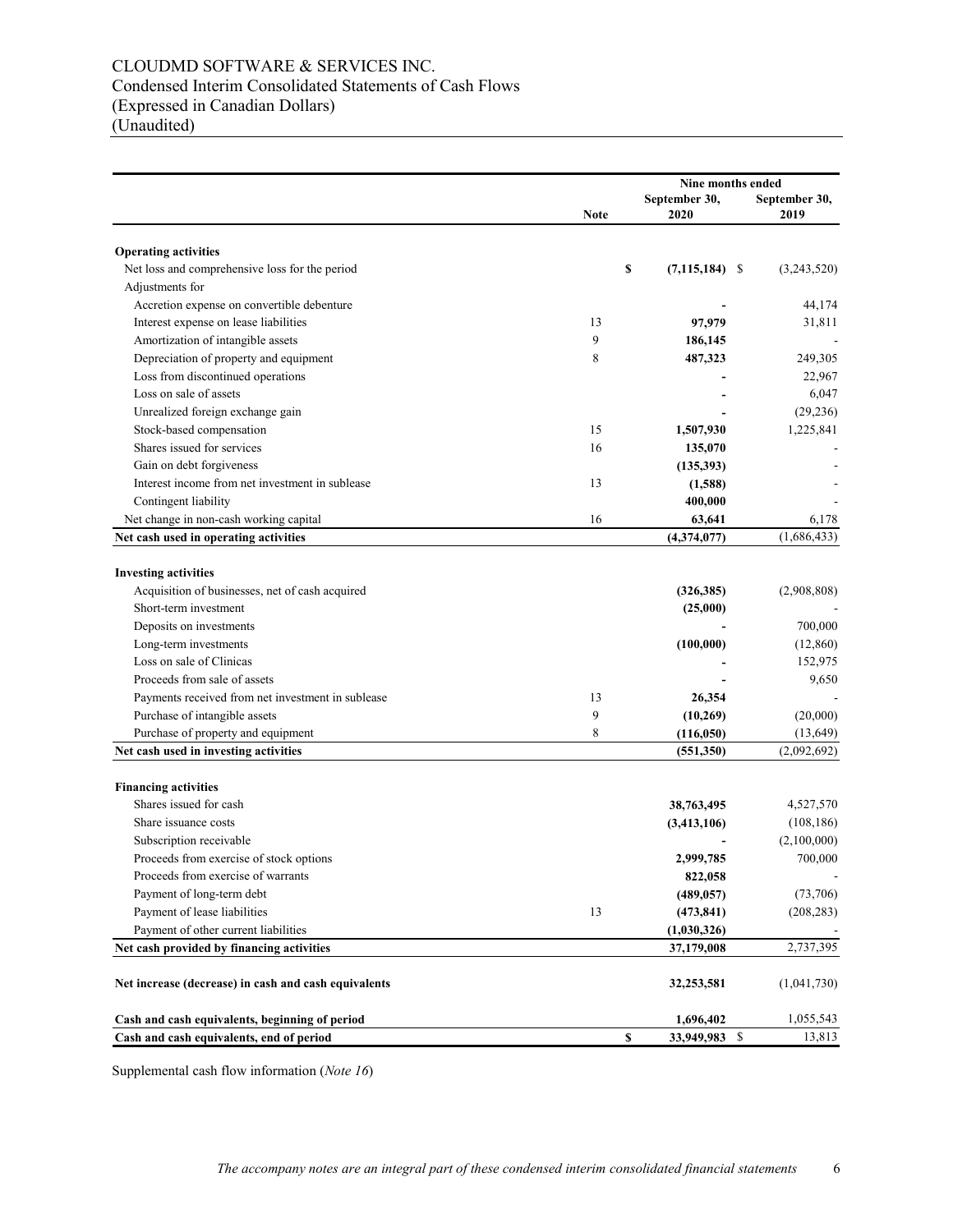CLOUDMD SOFTWARE & SERVICES INC.
Condensed Interim Consolidated Statements of Cash Flows
(Expressed in Canadian Dollars)
(Unaudited)

| | Note | Nine months ended September 30, 2020 | Nine months ended September 30, 2019 |
|---|---|---|---|
| **Operating activities** | | | |
| Net loss and comprehensive loss for the period | | **$ (7,115,184)** | $ (3,243,520) |
| Adjustments for | | | |
| Accretion expense on convertible debenture | | **-** | 44,174 |
| Interest expense on lease liabilities | 13 | **97,979** | 31,811 |
| Amortization of intangible assets | 9 | **186,145** | - |
| Depreciation of property and equipment | 8 | **487,323** | 249,305 |
| Loss from discontinued operations | | **-** | 22,967 |
| Loss on sale of assets | | **-** | 6,047 |
| Unrealized foreign exchange gain | | **-** | (29,236) |
| Stock-based compensation | 15 | **1,507,930** | 1,225,841 |
| Shares issued for services | 16 | **135,070** | - |
| Gain on debt forgiveness | | **(135,393)** | - |
| Interest income from net investment in sublease | 13 | **(1,588)** | - |
| Contingent liability | | **400,000** | - |
| Net change in non-cash working capital | 16 | **63,641** | 6,178 |
| **Net cash used in operating activities** | | **(4,374,077)** | (1,686,433) |
| **Investing activities** | | | |
| Acquisition of businesses, net of cash acquired | | **(326,385)** | (2,908,808) |
| Short-term investment | | **(25,000)** | - |
| Deposits on investments | | **-** | 700,000 |
| Long-term investments | | **(100,000)** | (12,860) |
| Loss on sale of Clinicas | | **-** | 152,975 |
| Proceeds from sale of assets | | **-** | 9,650 |
| Payments received from net investment in sublease | 13 | **26,354** | - |
| Purchase of intangible assets | 9 | **(10,269)** | (20,000) |
| Purchase of property and equipment | 8 | **(116,050)** | (13,649) |
| **Net cash used in investing activities** | | **(551,350)** | (2,092,692) |
| **Financing activities** | | | |
| Shares issued for cash | | **38,763,495** | 4,527,570 |
| Share issuance costs | | **(3,413,106)** | (108,186) |
| Subscription receivable | | **-** | (2,100,000) |
| Proceeds from exercise of stock options | | **2,999,785** | 700,000 |
| Proceeds from exercise of warrants | | **822,058** | - |
| Payment of long-term debt | | **(489,057)** | (73,706) |
| Payment of lease liabilities | 13 | **(473,841)** | (208,283) |
| Payment of other current liabilities | | **(1,030,326)** | - |
| **Net cash provided by financing activities** | | **37,179,008** | 2,737,395 |
| **Net increase (decrease) in cash and cash equivalents** | | **32,253,581** | (1,041,730) |
| **Cash and cash equivalents, beginning of period** | | **1,696,402** | 1,055,543 |
| **Cash and cash equivalents, end of period** | | **$ 33,949,983** | $ 13,813 |

Supplemental cash flow information (*Note 16*)

*The accompany notes are an integral part of these condensed interim consolidated financial statements*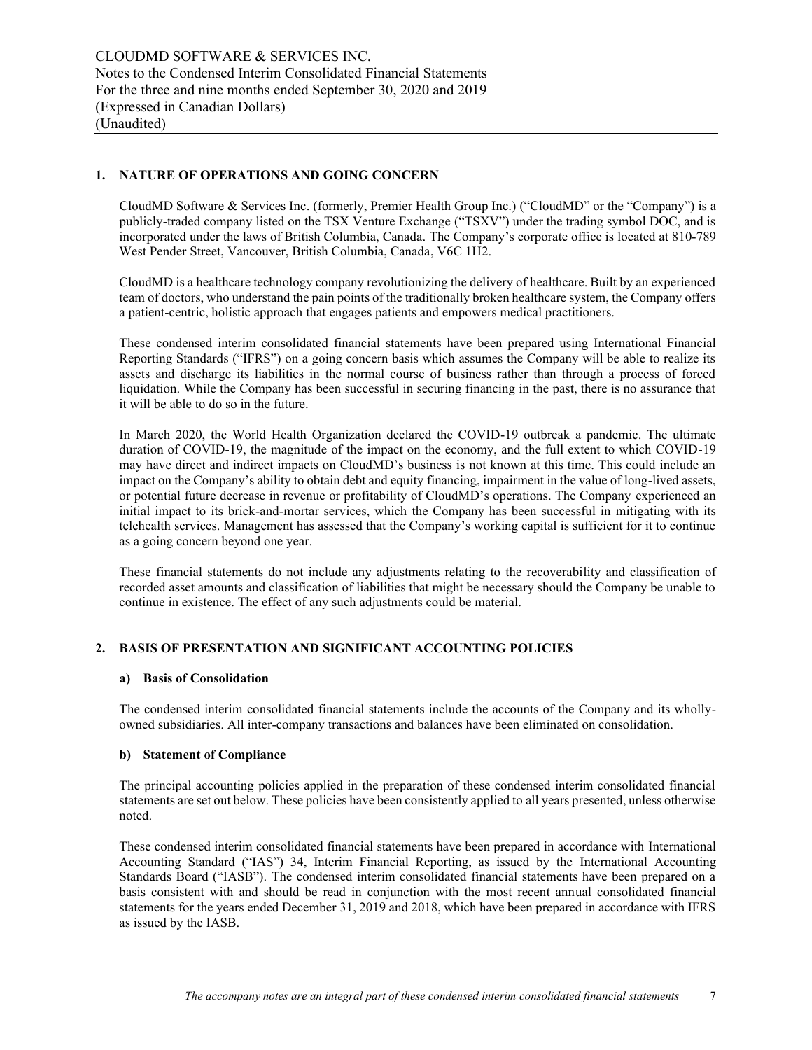## 1. NATURE OF OPERATIONS AND GOING CONCERN

CloudMD Software & Services Inc. (formerly, Premier Health Group Inc.) ("CloudMD" or the "Company") is a publicly-traded company listed on the TSX Venture Exchange ("TSXV") under the trading symbol DOC, and is incorporated under the laws of British Columbia, Canada. The Company's corporate office is located at 810-789 West Pender Street, Vancouver, British Columbia, Canada, V6C 1H2.

CloudMD is a healthcare technology company revolutionizing the delivery of healthcare. Built by an experienced team of doctors, who understand the pain points of the traditionally broken healthcare system, the Company offers a patient-centric, holistic approach that engages patients and empowers medical practitioners.

These condensed interim consolidated financial statements have been prepared using International Financial Reporting Standards ("IFRS") on a going concern basis which assumes the Company will be able to realize its assets and discharge its liabilities in the normal course of business rather than through a process of forced liquidation. While the Company has been successful in securing financing in the past, there is no assurance that it will be able to do so in the future.

In March 2020, the World Health Organization declared the COVID-19 outbreak a pandemic. The ultimate duration of COVID-19, the magnitude of the impact on the economy, and the full extent to which COVID-19 may have direct and indirect impacts on CloudMD's business is not known at this time. This could include an impact on the Company's ability to obtain debt and equity financing, impairment in the value of long-lived assets, or potential future decrease in revenue or profitability of CloudMD's operations. The Company experienced an initial impact to its brick-and-mortar services, which the Company has been successful in mitigating with its telehealth services. Management has assessed that the Company's working capital is sufficient for it to continue as a going concern beyond one year.

These financial statements do not include any adjustments relating to the recoverability and classification of recorded asset amounts and classification of liabilities that might be necessary should the Company be unable to continue in existence. The effect of any such adjustments could be material.

## 2. BASIS OF PRESENTATION AND SIGNIFICANT ACCOUNTING POLICIES

### a) Basis of Consolidation

The condensed interim consolidated financial statements include the accounts of the Company and its wholly-owned subsidiaries. All inter-company transactions and balances have been eliminated on consolidation.

### b) Statement of Compliance

The principal accounting policies applied in the preparation of these condensed interim consolidated financial statements are set out below. These policies have been consistently applied to all years presented, unless otherwise noted.

These condensed interim consolidated financial statements have been prepared in accordance with International Accounting Standard ("IAS") 34, Interim Financial Reporting, as issued by the International Accounting Standards Board ("IASB"). The condensed interim consolidated financial statements have been prepared on a basis consistent with and should be read in conjunction with the most recent annual consolidated financial statements for the years ended December 31, 2019 and 2018, which have been prepared in accordance with IFRS as issued by the IASB.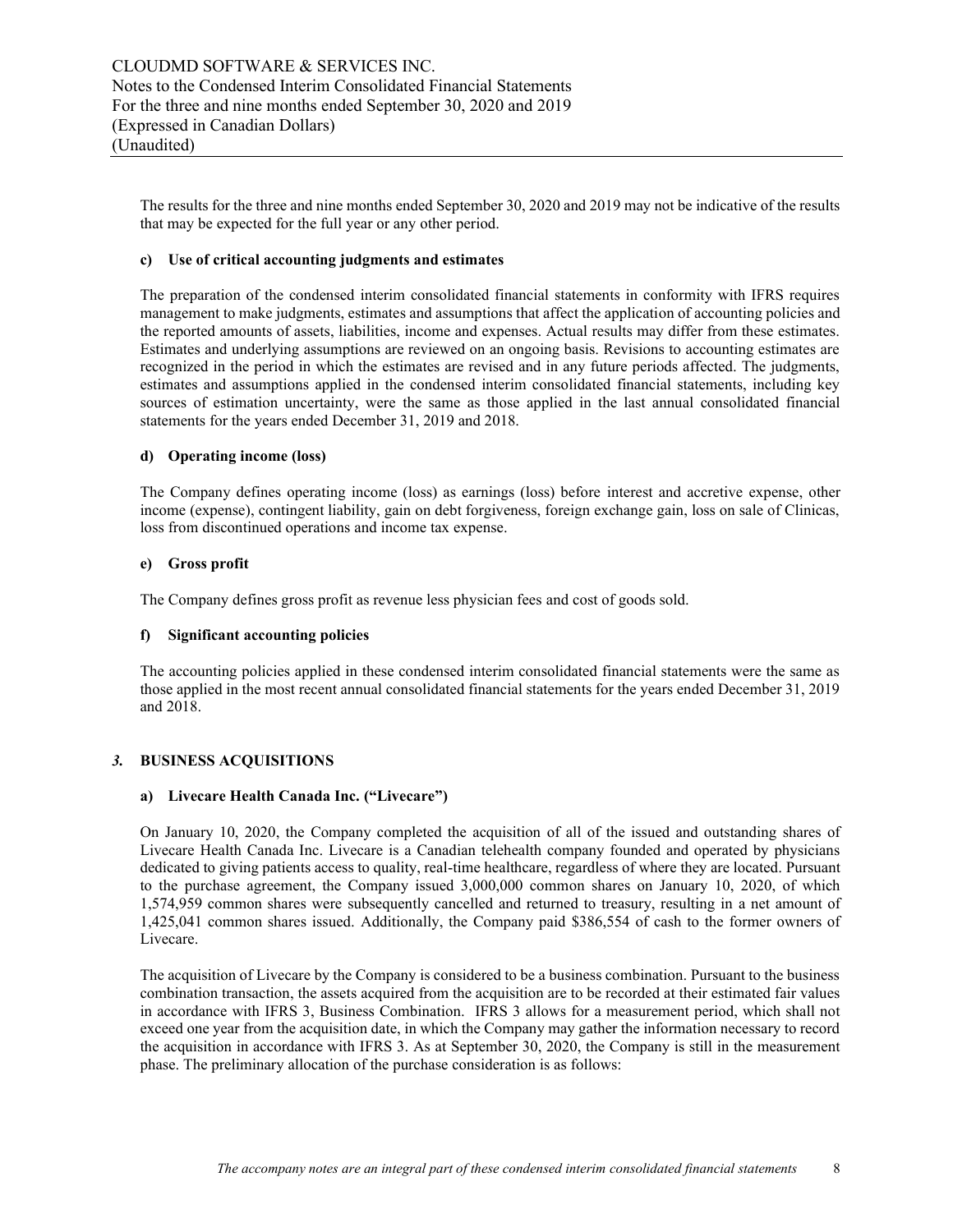The results for the three and nine months ended September 30, 2020 and 2019 may not be indicative of the results that may be expected for the full year or any other period.

**c) Use of critical accounting judgments and estimates**

The preparation of the condensed interim consolidated financial statements in conformity with IFRS requires management to make judgments, estimates and assumptions that affect the application of accounting policies and the reported amounts of assets, liabilities, income and expenses. Actual results may differ from these estimates. Estimates and underlying assumptions are reviewed on an ongoing basis. Revisions to accounting estimates are recognized in the period in which the estimates are revised and in any future periods affected. The judgments, estimates and assumptions applied in the condensed interim consolidated financial statements, including key sources of estimation uncertainty, were the same as those applied in the last annual consolidated financial statements for the years ended December 31, 2019 and 2018.

**d) Operating income (loss)**

The Company defines operating income (loss) as earnings (loss) before interest and accretive expense, other income (expense), contingent liability, gain on debt forgiveness, foreign exchange gain, loss on sale of Clinicas, loss from discontinued operations and income tax expense.

**e) Gross profit**

The Company defines gross profit as revenue less physician fees and cost of goods sold.

**f) Significant accounting policies**

The accounting policies applied in these condensed interim consolidated financial statements were the same as those applied in the most recent annual consolidated financial statements for the years ended December 31, 2019 and 2018.

## *3.* BUSINESS ACQUISITIONS

**a) Livecare Health Canada Inc. ("Livecare")**

On January 10, 2020, the Company completed the acquisition of all of the issued and outstanding shares of Livecare Health Canada Inc. Livecare is a Canadian telehealth company founded and operated by physicians dedicated to giving patients access to quality, real-time healthcare, regardless of where they are located. Pursuant to the purchase agreement, the Company issued 3,000,000 common shares on January 10, 2020, of which 1,574,959 common shares were subsequently cancelled and returned to treasury, resulting in a net amount of 1,425,041 common shares issued. Additionally, the Company paid $386,554 of cash to the former owners of Livecare.

The acquisition of Livecare by the Company is considered to be a business combination. Pursuant to the business combination transaction, the assets acquired from the acquisition are to be recorded at their estimated fair values in accordance with IFRS 3, Business Combination. IFRS 3 allows for a measurement period, which shall not exceed one year from the acquisition date, in which the Company may gather the information necessary to record the acquisition in accordance with IFRS 3. As at September 30, 2020, the Company is still in the measurement phase. The preliminary allocation of the purchase consideration is as follows: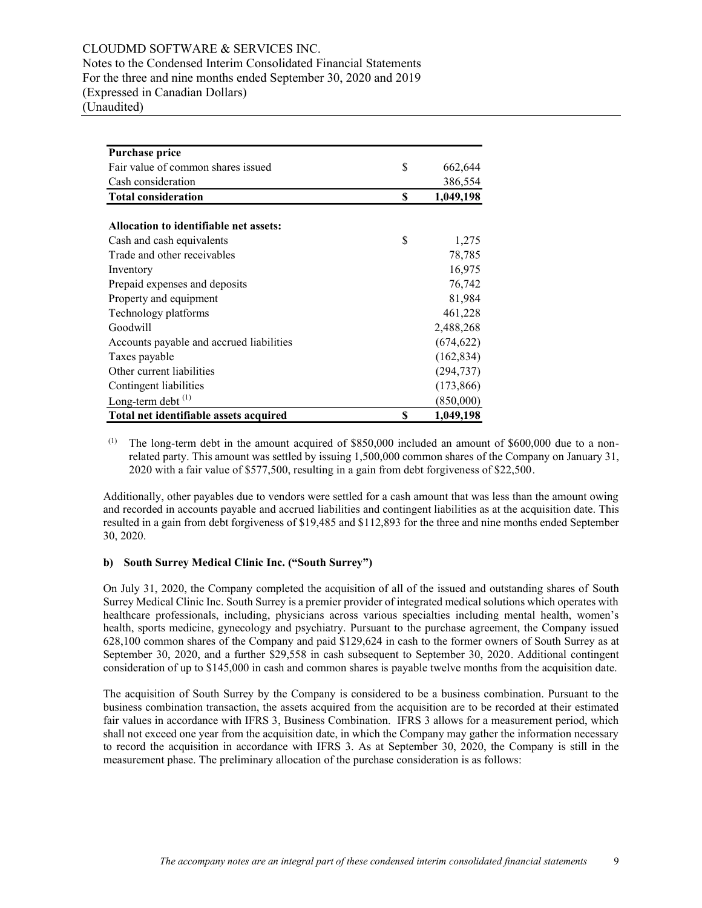| **Purchase price** | | |
|---|---|---|
| Fair value of common shares issued | $ | 662,644 |
| Cash consideration | | 386,554 |
| **Total consideration** | **$** | **1,049,198** |
| | | |
| **Allocation to identifiable net assets:** | | |
| Cash and cash equivalents | $ | 1,275 |
| Trade and other receivables | | 78,785 |
| Inventory | | 16,975 |
| Prepaid expenses and deposits | | 76,742 |
| Property and equipment | | 81,984 |
| Technology platforms | | 461,228 |
| Goodwill | | 2,488,268 |
| Accounts payable and accrued liabilities | | (674,622) |
| Taxes payable | | (162,834) |
| Other current liabilities | | (294,737) |
| Contingent liabilities | | (173,866) |
| Long-term debt [1] | | (850,000) |
| **Total net identifiable assets acquired** | **$** | **1,049,198** |

[1] The long-term debt in the amount acquired of $850,000 included an amount of $600,000 due to a non-related party. This amount was settled by issuing 1,500,000 common shares of the Company on January 31, 2020 with a fair value of $577,500, resulting in a gain from debt forgiveness of $22,500.

Additionally, other payables due to vendors were settled for a cash amount that was less than the amount owing and recorded in accounts payable and accrued liabilities and contingent liabilities as at the acquisition date. This resulted in a gain from debt forgiveness of $19,485 and $112,893 for the three and nine months ended September 30, 2020.

**b) South Surrey Medical Clinic Inc. ("South Surrey")**

On July 31, 2020, the Company completed the acquisition of all of the issued and outstanding shares of South Surrey Medical Clinic Inc. South Surrey is a premier provider of integrated medical solutions which operates with healthcare professionals, including, physicians across various specialties including mental health, women's health, sports medicine, gynecology and psychiatry. Pursuant to the purchase agreement, the Company issued 628,100 common shares of the Company and paid $129,624 in cash to the former owners of South Surrey as at September 30, 2020, and a further $29,558 in cash subsequent to September 30, 2020. Additional contingent consideration of up to $145,000 in cash and common shares is payable twelve months from the acquisition date.

The acquisition of South Surrey by the Company is considered to be a business combination. Pursuant to the business combination transaction, the assets acquired from the acquisition are to be recorded at their estimated fair values in accordance with IFRS 3, Business Combination. IFRS 3 allows for a measurement period, which shall not exceed one year from the acquisition date, in which the Company may gather the information necessary to record the acquisition in accordance with IFRS 3. As at September 30, 2020, the Company is still in the measurement phase. The preliminary allocation of the purchase consideration is as follows: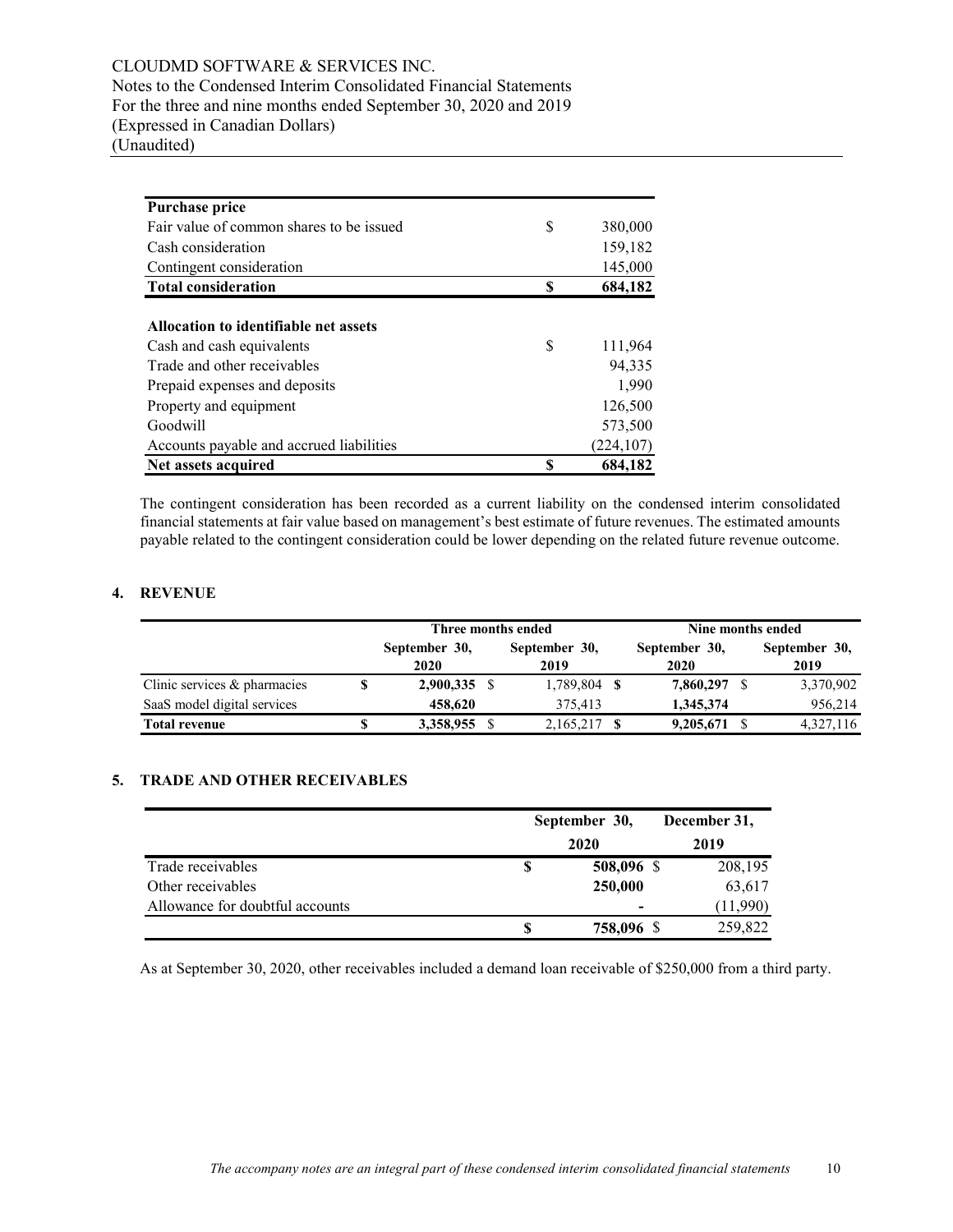| **Purchase price** | | |
|---|---|---|
| Fair value of common shares to be issued | $ | 380,000 |
| Cash consideration | | 159,182 |
| Contingent consideration | | 145,000 |
| **Total consideration** | **$** | **684,182** |
| | | |
| **Allocation to identifiable net assets** | | |
| Cash and cash equivalents | $ | 111,964 |
| Trade and other receivables | | 94,335 |
| Prepaid expenses and deposits | | 1,990 |
| Property and equipment | | 126,500 |
| Goodwill | | 573,500 |
| Accounts payable and accrued liabilities | | (224,107) |
| **Net assets acquired** | **$** | **684,182** |

The contingent consideration has been recorded as a current liability on the condensed interim consolidated financial statements at fair value based on management's best estimate of future revenues. The estimated amounts payable related to the contingent consideration could be lower depending on the related future revenue outcome.

## 4. REVENUE

| | Three months ended | | Nine months ended | |
|---|---|---|---|---|
| | **September 30, 2020** | **September 30, 2019** | **September 30, 2020** | **September 30, 2019** |
| Clinic services & pharmacies | **$ 2,900,335** | $ 1,789,804 | **$ 7,860,297** | $ 3,370,902 |
| SaaS model digital services | **458,620** | 375,413 | **1,345,374** | 956,214 |
| **Total revenue** | **$ 3,358,955** | $ 2,165,217 | **$ 9,205,671** | $ 4,327,116 |

## 5. TRADE AND OTHER RECEIVABLES

| | **September 30, 2020** | **December 31, 2019** |
|---|---|---|
| Trade receivables | **$ 508,096** | $ 208,195 |
| Other receivables | **250,000** | 63,617 |
| Allowance for doubtful accounts | **-** | (11,990) |
| | **$ 758,096** | $ 259,822 |

As at September 30, 2020, other receivables included a demand loan receivable of $250,000 from a third party.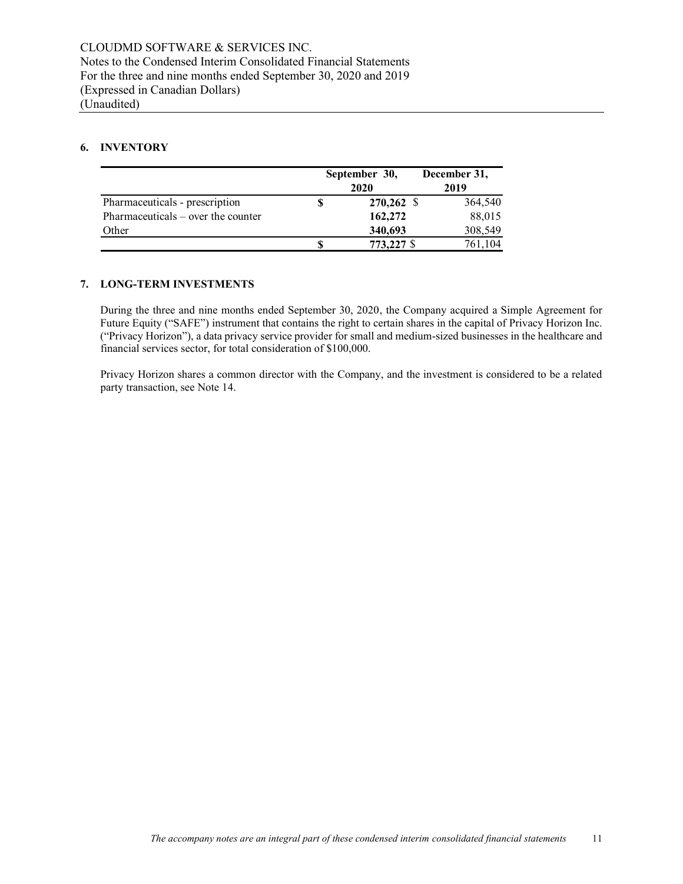## 6. INVENTORY

| | September 30, 2020 | December 31, 2019 |
|---|---|---|
| Pharmaceuticals - prescription | $ **270,262** | $ 364,540 |
| Pharmaceuticals – over the counter | **162,272** | 88,015 |
| Other | **340,693** | 308,549 |
| | $ **773,227** | $ 761,104 |

## 7. LONG-TERM INVESTMENTS

During the three and nine months ended September 30, 2020, the Company acquired a Simple Agreement for Future Equity ("SAFE") instrument that contains the right to certain shares in the capital of Privacy Horizon Inc. ("Privacy Horizon"), a data privacy service provider for small and medium-sized businesses in the healthcare and financial services sector, for total consideration of $100,000.

Privacy Horizon shares a common director with the Company, and the investment is considered to be a related party transaction, see Note 14.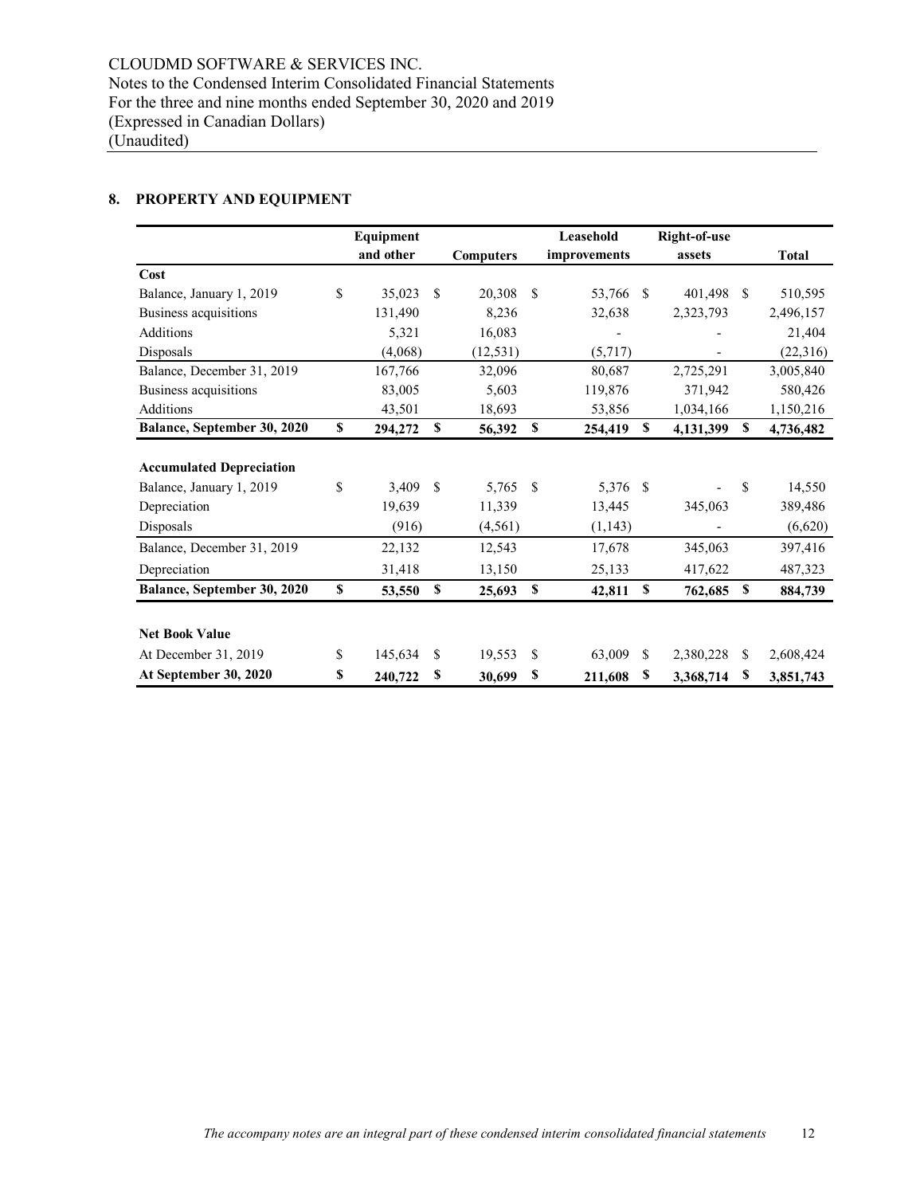## 8. PROPERTY AND EQUIPMENT

| | Equipment and other | Computers | Leasehold improvements | Right-of-use assets | Total |
|---|---|---|---|---|---|
| **Cost** | | | | | |
| Balance, January 1, 2019 | $ 35,023 | $ 20,308 | $ 53,766 | $ 401,498 | $ 510,595 |
| Business acquisitions | 131,490 | 8,236 | 32,638 | 2,323,793 | 2,496,157 |
| Additions | 5,321 | 16,083 | - | - | 21,404 |
| Disposals | (4,068) | (12,531) | (5,717) | - | (22,316) |
| Balance, December 31, 2019 | 167,766 | 32,096 | 80,687 | 2,725,291 | 3,005,840 |
| Business acquisitions | 83,005 | 5,603 | 119,876 | 371,942 | 580,426 |
| Additions | 43,501 | 18,693 | 53,856 | 1,034,166 | 1,150,216 |
| **Balance, September 30, 2020** | **$ 294,272** | **$ 56,392** | **$ 254,419** | **$ 4,131,399** | **$ 4,736,482** |
| | | | | | |
| **Accumulated Depreciation** | | | | | |
| Balance, January 1, 2019 | $ 3,409 | $ 5,765 | $ 5,376 | $ - | $ 14,550 |
| Depreciation | 19,639 | 11,339 | 13,445 | 345,063 | 389,486 |
| Disposals | (916) | (4,561) | (1,143) | - | (6,620) |
| Balance, December 31, 2019 | 22,132 | 12,543 | 17,678 | 345,063 | 397,416 |
| Depreciation | 31,418 | 13,150 | 25,133 | 417,622 | 487,323 |
| **Balance, September 30, 2020** | **$ 53,550** | **$ 25,693** | **$ 42,811** | **$ 762,685** | **$ 884,739** |
| | | | | | |
| **Net Book Value** | | | | | |
| At December 31, 2019 | $ 145,634 | $ 19,553 | $ 63,009 | $ 2,380,228 | $ 2,608,424 |
| **At September 30, 2020** | **$ 240,722** | **$ 30,699** | **$ 211,608** | **$ 3,368,714** | **$ 3,851,743** |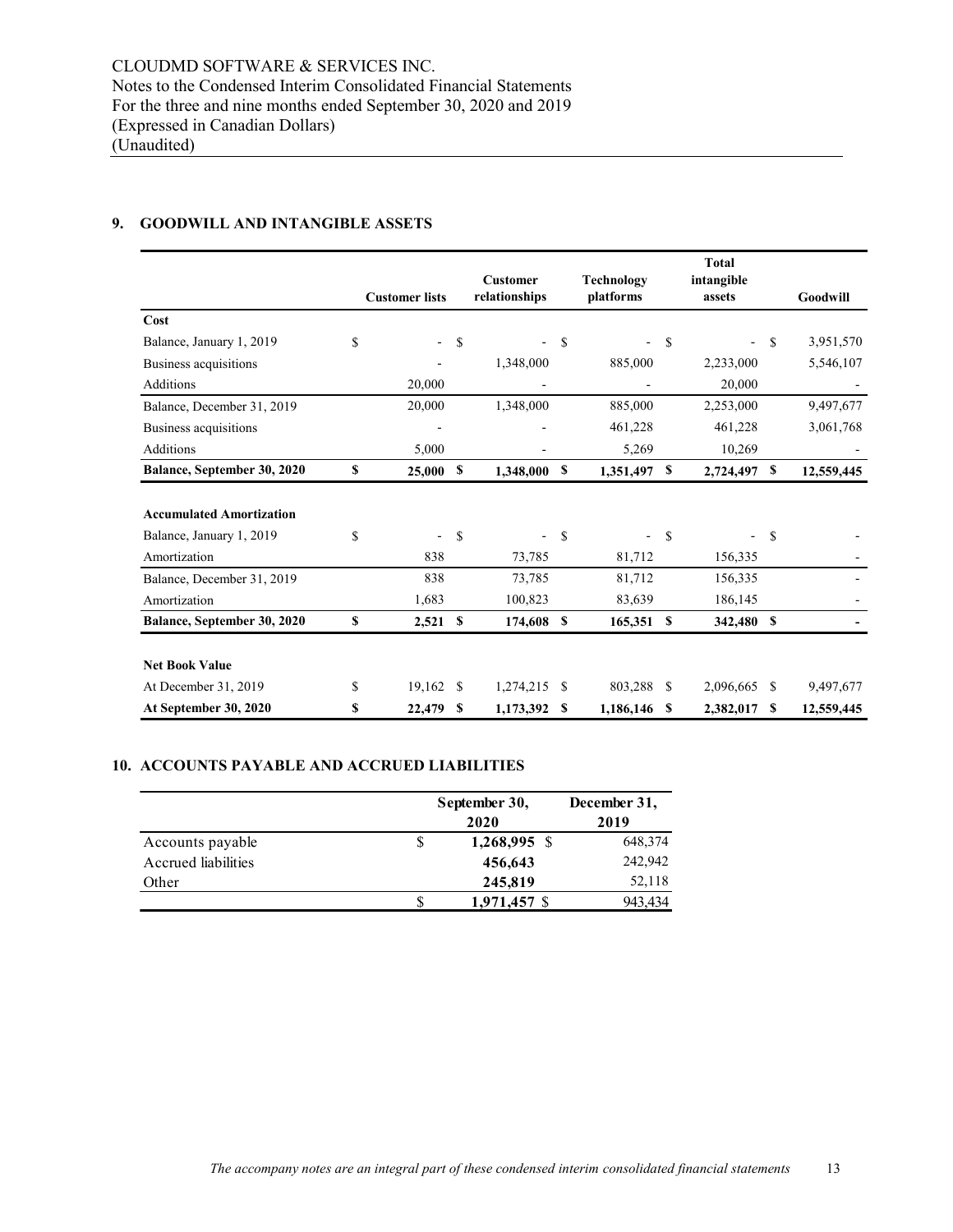## 9. GOODWILL AND INTANGIBLE ASSETS

| | Customer lists | Customer relationships | Technology platforms | Total intangible assets | Goodwill |
|---|---|---|---|---|---|
| **Cost** | | | | | |
| Balance, January 1, 2019 | $ - | $ - | $ - | $ - | $ 3,951,570 |
| Business acquisitions | - | 1,348,000 | 885,000 | 2,233,000 | 5,546,107 |
| Additions | 20,000 | - | - | 20,000 | - |
| Balance, December 31, 2019 | 20,000 | 1,348,000 | 885,000 | 2,253,000 | 9,497,677 |
| Business acquisitions | - | - | 461,228 | 461,228 | 3,061,768 |
| Additions | 5,000 | - | 5,269 | 10,269 | - |
| **Balance, September 30, 2020** | **$ 25,000** | **$ 1,348,000** | **$ 1,351,497** | **$ 2,724,497** | **$ 12,559,445** |
| | | | | | |
| **Accumulated Amortization** | | | | | |
| Balance, January 1, 2019 | $ - | $ - | $ - | $ - | $ - |
| Amortization | 838 | 73,785 | 81,712 | 156,335 | - |
| Balance, December 31, 2019 | 838 | 73,785 | 81,712 | 156,335 | - |
| Amortization | 1,683 | 100,823 | 83,639 | 186,145 | - |
| **Balance, September 30, 2020** | **$ 2,521** | **$ 174,608** | **$ 165,351** | **$ 342,480** | **$ -** |
| | | | | | |
| **Net Book Value** | | | | | |
| At December 31, 2019 | $ 19,162 | $ 1,274,215 | $ 803,288 | $ 2,096,665 | $ 9,497,677 |
| **At September 30, 2020** | **$ 22,479** | **$ 1,173,392** | **$ 1,186,146** | **$ 2,382,017** | **$ 12,559,445** |

## 10. ACCOUNTS PAYABLE AND ACCRUED LIABILITIES

| | September 30, 2020 | December 31, 2019 |
|---|---|---|
| Accounts payable | $ **1,268,995** | $ 648,374 |
| Accrued liabilities | **456,643** | 242,942 |
| Other | **245,819** | 52,118 |
| | $ **1,971,457** | $ 943,434 |

*The accompany notes are an integral part of these condensed interim consolidated financial statements*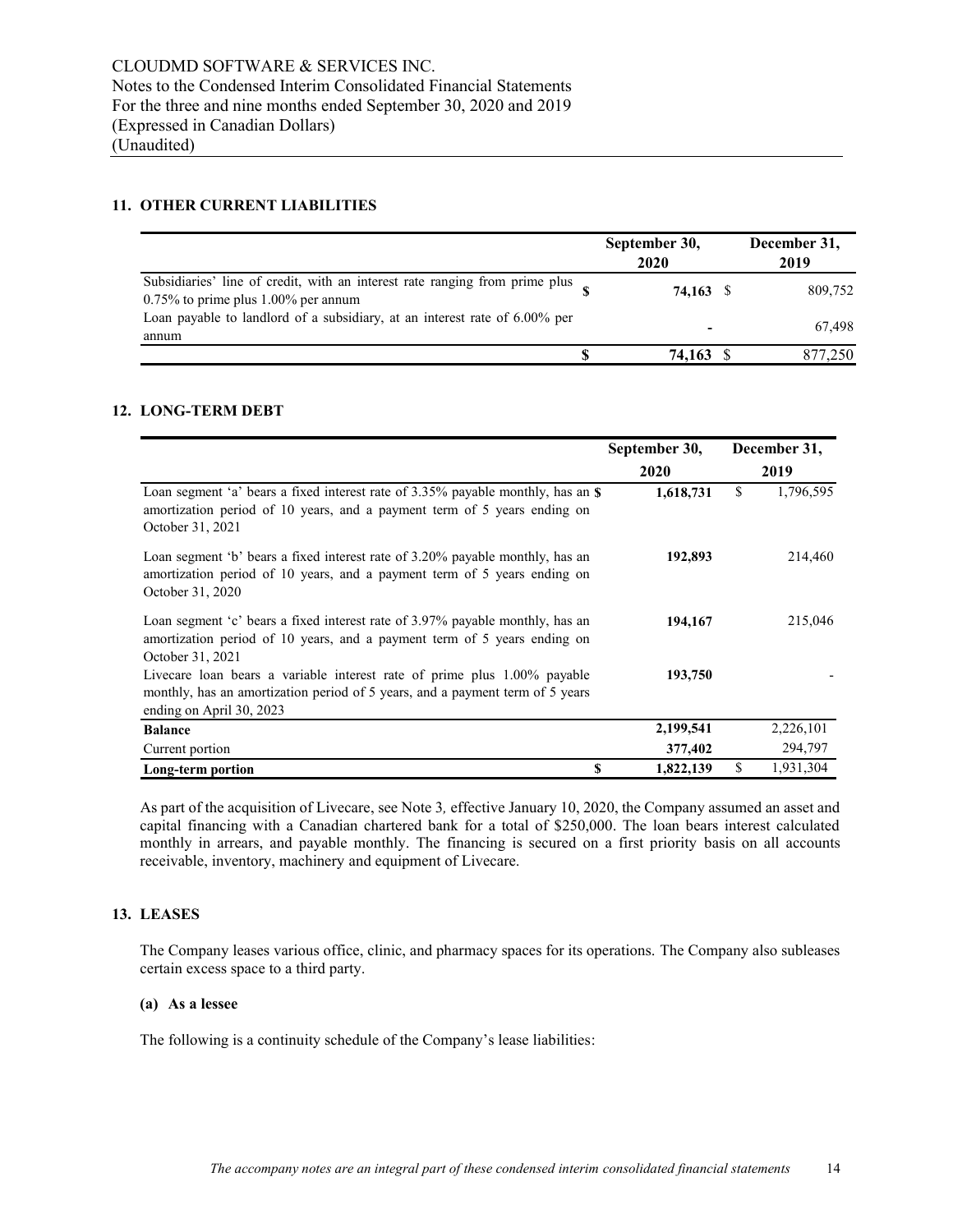CLOUDMD SOFTWARE & SERVICES INC.
Notes to the Condensed Interim Consolidated Financial Statements
For the three and nine months ended September 30, 2020 and 2019
(Expressed in Canadian Dollars)
(Unaudited)

## 11. OTHER CURRENT LIABILITIES

| | September 30, 2020 | December 31, 2019 |
|---|---|---|
| Subsidiaries' line of credit, with an interest rate ranging from prime plus 0.75% to prime plus 1.00% per annum | **$ 74,163** | $ 809,752 |
| Loan payable to landlord of a subsidiary, at an interest rate of 6.00% per annum | **-** | 67,498 |
| | **$ 74,163** | $ 877,250 |

## 12. LONG-TERM DEBT

| | September 30, 2020 | December 31, 2019 |
|---|---|---|
| Loan segment 'a' bears a fixed interest rate of 3.35% payable monthly, has an amortization period of 10 years, and a payment term of 5 years ending on October 31, 2021 | **$ 1,618,731** | $ 1,796,595 |
| Loan segment 'b' bears a fixed interest rate of 3.20% payable monthly, has an amortization period of 10 years, and a payment term of 5 years ending on October 31, 2020 | **192,893** | 214,460 |
| Loan segment 'c' bears a fixed interest rate of 3.97% payable monthly, has an amortization period of 10 years, and a payment term of 5 years ending on October 31, 2021 | **194,167** | 215,046 |
| Livecare loan bears a variable interest rate of prime plus 1.00% payable monthly, has an amortization period of 5 years, and a payment term of 5 years ending on April 30, 2023 | **193,750** | - |
| **Balance** | **2,199,541** | 2,226,101 |
| Current portion | **377,402** | 294,797 |
| **Long-term portion** | **$ 1,822,139** | $ 1,931,304 |

As part of the acquisition of Livecare, see Note 3*,* effective January 10, 2020, the Company assumed an asset and capital financing with a Canadian chartered bank for a total of $250,000. The loan bears interest calculated monthly in arrears, and payable monthly. The financing is secured on a first priority basis on all accounts receivable, inventory, machinery and equipment of Livecare.

## 13. LEASES

The Company leases various office, clinic, and pharmacy spaces for its operations. The Company also subleases certain excess space to a third party.

### (a) As a lessee

The following is a continuity schedule of the Company's lease liabilities: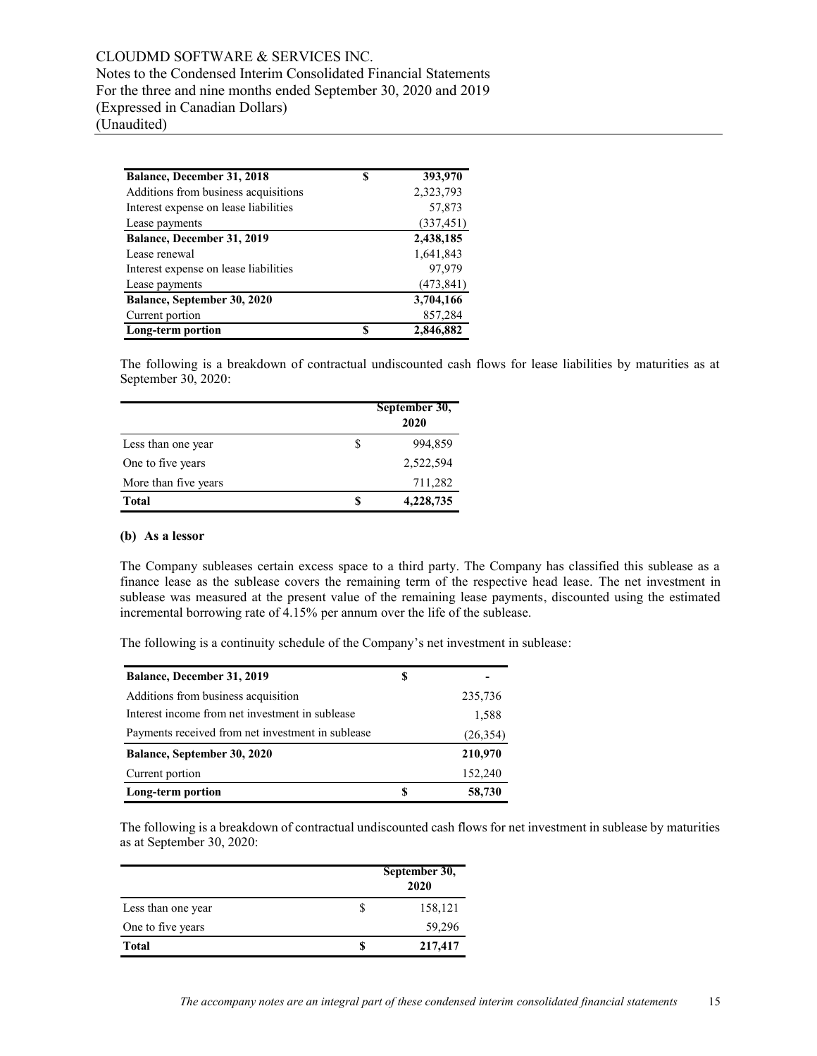| | | |
|---|---|---|
| **Balance, December 31, 2018** | **$** | **393,970** |
| Additions from business acquisitions | | 2,323,793 |
| Interest expense on lease liabilities | | 57,873 |
| Lease payments | | (337,451) |
| **Balance, December 31, 2019** | | **2,438,185** |
| Lease renewal | | 1,641,843 |
| Interest expense on lease liabilities | | 97,979 |
| Lease payments | | (473,841) |
| **Balance, September 30, 2020** | | **3,704,166** |
| Current portion | | 857,284 |
| **Long-term portion** | **$** | **2,846,882** |

The following is a breakdown of contractual undiscounted cash flows for lease liabilities by maturities as at September 30, 2020:

| | | September 30, 2020 |
|---|---|---|
| Less than one year | $ | 994,859 |
| One to five years | | 2,522,594 |
| More than five years | | 711,282 |
| **Total** | **$** | **4,228,735** |

**(b) As a lessor**

The Company subleases certain excess space to a third party. The Company has classified this sublease as a finance lease as the sublease covers the remaining term of the respective head lease. The net investment in sublease was measured at the present value of the remaining lease payments, discounted using the estimated incremental borrowing rate of 4.15% per annum over the life of the sublease.

The following is a continuity schedule of the Company's net investment in sublease:

| | | |
|---|---|---|
| **Balance, December 31, 2019** | **$** | **-** |
| Additions from business acquisition | | 235,736 |
| Interest income from net investment in sublease | | 1,588 |
| Payments received from net investment in sublease | | (26,354) |
| **Balance, September 30, 2020** | | **210,970** |
| Current portion | | 152,240 |
| **Long-term portion** | **$** | **58,730** |

The following is a breakdown of contractual undiscounted cash flows for net investment in sublease by maturities as at September 30, 2020:

| | | September 30, 2020 |
|---|---|---|
| Less than one year | $ | 158,121 |
| One to five years | | 59,296 |
| **Total** | **$** | **217,417** |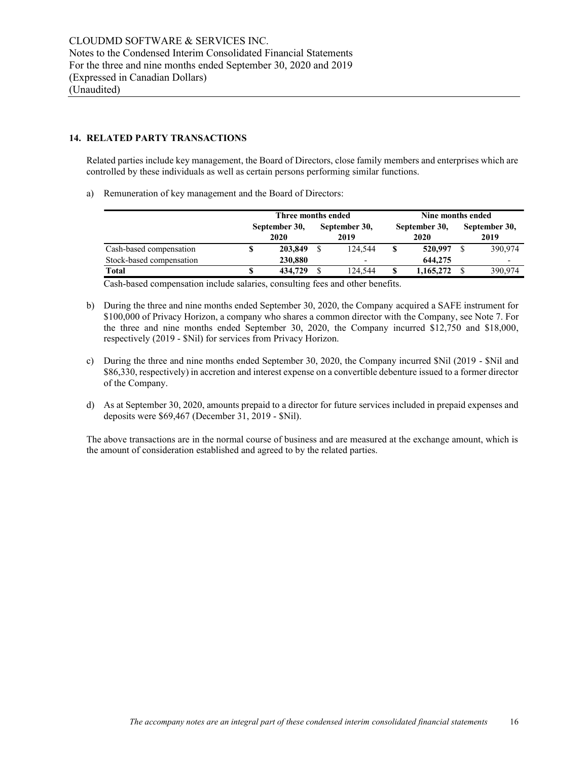## 14. RELATED PARTY TRANSACTIONS

Related parties include key management, the Board of Directors, close family members and enterprises which are controlled by these individuals as well as certain persons performing similar functions.

a) Remuneration of key management and the Board of Directors:

| | Three months ended | | Nine months ended | |
|---|---|---|---|---|
| | **September 30, 2020** | **September 30, 2019** | **September 30, 2020** | **September 30, 2019** |
| Cash-based compensation | **$ 203,849** | $ 124,544 | **$ 520,997** | $ 390,974 |
| Stock-based compensation | **230,880** | - | **644,275** | - |
| **Total** | **$ 434,729** | $ 124,544 | **$ 1,165,272** | $ 390,974 |

Cash-based compensation include salaries, consulting fees and other benefits.

b) During the three and nine months ended September 30, 2020, the Company acquired a SAFE instrument for $100,000 of Privacy Horizon, a company who shares a common director with the Company, see Note 7. For the three and nine months ended September 30, 2020, the Company incurred $12,750 and $18,000, respectively (2019 - $Nil) for services from Privacy Horizon.

c) During the three and nine months ended September 30, 2020, the Company incurred $Nil (2019 - $Nil and $86,330, respectively) in accretion and interest expense on a convertible debenture issued to a former director of the Company.

d) As at September 30, 2020, amounts prepaid to a director for future services included in prepaid expenses and deposits were $69,467 (December 31, 2019 - $Nil).

The above transactions are in the normal course of business and are measured at the exchange amount, which is the amount of consideration established and agreed to by the related parties.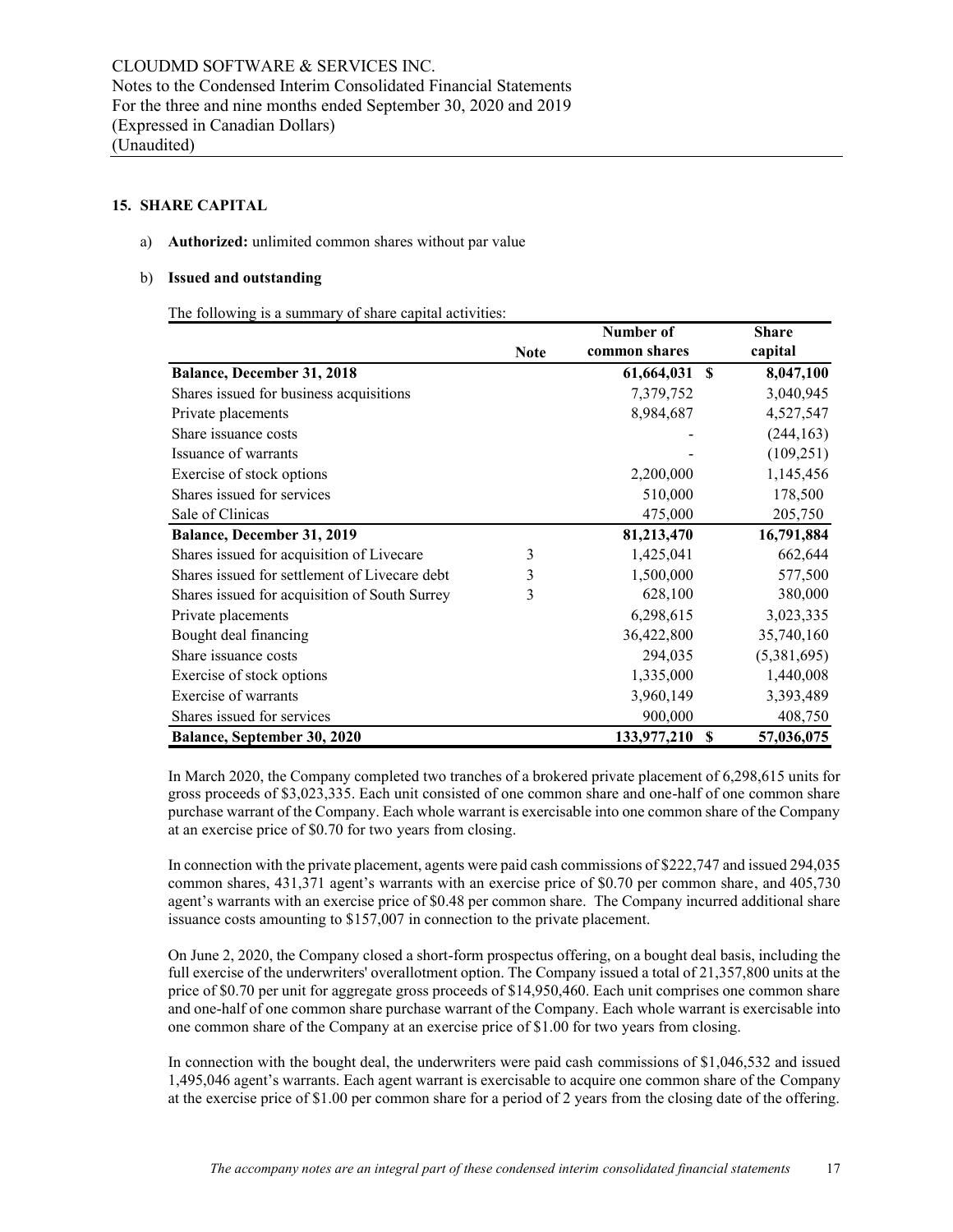## 15. SHARE CAPITAL

a) **Authorized:** unlimited common shares without par value

b) **Issued and outstanding**

The following is a summary of share capital activities:

| | Note | Number of common shares | Share capital |
|---|---|---|---|
| **Balance, December 31, 2018** | | **61,664,031** | **$ 8,047,100** |
| Shares issued for business acquisitions | | 7,379,752 | 3,040,945 |
| Private placements | | 8,984,687 | 4,527,547 |
| Share issuance costs | | - | (244,163) |
| Issuance of warrants | | - | (109,251) |
| Exercise of stock options | | 2,200,000 | 1,145,456 |
| Shares issued for services | | 510,000 | 178,500 |
| Sale of Clinicas | | 475,000 | 205,750 |
| **Balance, December 31, 2019** | | **81,213,470** | **16,791,884** |
| Shares issued for acquisition of Livecare | 3 | 1,425,041 | 662,644 |
| Shares issued for settlement of Livecare debt | 3 | 1,500,000 | 577,500 |
| Shares issued for acquisition of South Surrey | 3 | 628,100 | 380,000 |
| Private placements | | 6,298,615 | 3,023,335 |
| Bought deal financing | | 36,422,800 | 35,740,160 |
| Share issuance costs | | 294,035 | (5,381,695) |
| Exercise of stock options | | 1,335,000 | 1,440,008 |
| Exercise of warrants | | 3,960,149 | 3,393,489 |
| Shares issued for services | | 900,000 | 408,750 |
| **Balance, September 30, 2020** | | **133,977,210** | **$ 57,036,075** |

In March 2020, the Company completed two tranches of a brokered private placement of 6,298,615 units for gross proceeds of $3,023,335. Each unit consisted of one common share and one-half of one common share purchase warrant of the Company. Each whole warrant is exercisable into one common share of the Company at an exercise price of $0.70 for two years from closing.

In connection with the private placement, agents were paid cash commissions of $222,747 and issued 294,035 common shares, 431,371 agent's warrants with an exercise price of $0.70 per common share, and 405,730 agent's warrants with an exercise price of $0.48 per common share. The Company incurred additional share issuance costs amounting to $157,007 in connection to the private placement.

On June 2, 2020, the Company closed a short-form prospectus offering, on a bought deal basis, including the full exercise of the underwriters' overallotment option. The Company issued a total of 21,357,800 units at the price of $0.70 per unit for aggregate gross proceeds of $14,950,460. Each unit comprises one common share and one-half of one common share purchase warrant of the Company. Each whole warrant is exercisable into one common share of the Company at an exercise price of $1.00 for two years from closing.

In connection with the bought deal, the underwriters were paid cash commissions of $1,046,532 and issued 1,495,046 agent's warrants. Each agent warrant is exercisable to acquire one common share of the Company at the exercise price of $1.00 per common share for a period of 2 years from the closing date of the offering.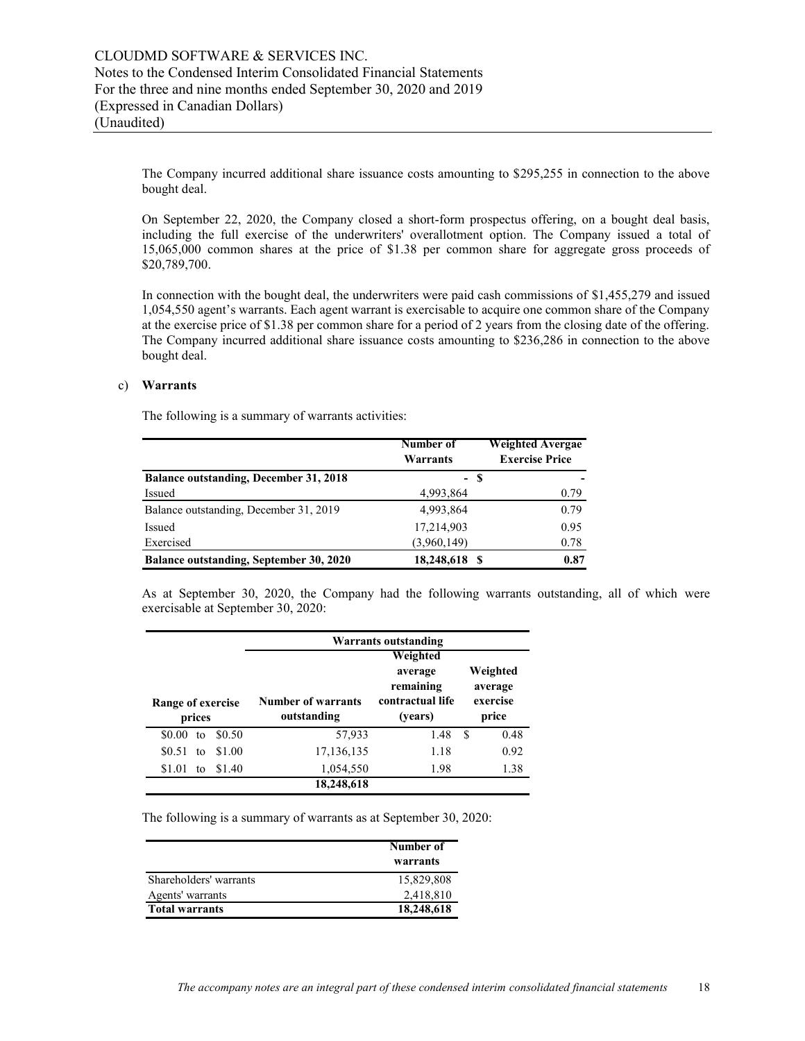The Company incurred additional share issuance costs amounting to $295,255 in connection to the above bought deal.

On September 22, 2020, the Company closed a short-form prospectus offering, on a bought deal basis, including the full exercise of the underwriters' overallotment option. The Company issued a total of 15,065,000 common shares at the price of $1.38 per common share for aggregate gross proceeds of $20,789,700.

In connection with the bought deal, the underwriters were paid cash commissions of $1,455,279 and issued 1,054,550 agent's warrants. Each agent warrant is exercisable to acquire one common share of the Company at the exercise price of $1.38 per common share for a period of 2 years from the closing date of the offering. The Company incurred additional share issuance costs amounting to $236,286 in connection to the above bought deal.

c) **Warrants**

The following is a summary of warrants activities:

| | Number of Warrants | Weighted Avergae Exercise Price |
|---|---|---|
| **Balance outstanding, December 31, 2018** | - | $ - |
| Issued | 4,993,864 | 0.79 |
| Balance outstanding, December 31, 2019 | 4,993,864 | 0.79 |
| Issued | 17,214,903 | 0.95 |
| Exercised | (3,960,149) | 0.78 |
| **Balance outstanding, September 30, 2020** | **18,248,618** | **$ 0.87** |

As at September 30, 2020, the Company had the following warrants outstanding, all of which were exercisable at September 30, 2020:

| | Warrants outstanding | | |
|---|---|---|---|
| Range of exercise prices | Number of warrants outstanding | Weighted average remaining contractual life (years) | Weighted average exercise price |
| $0.00 to $0.50 | 57,933 | 1.48 | $ 0.48 |
| $0.51 to $1.00 | 17,136,135 | 1.18 | 0.92 |
| $1.01 to $1.40 | 1,054,550 | 1.98 | 1.38 |
| | **18,248,618** | | |

The following is a summary of warrants as at September 30, 2020:

| | Number of warrants |
|---|---|
| Shareholders' warrants | 15,829,808 |
| Agents' warrants | 2,418,810 |
| **Total warrants** | **18,248,618** |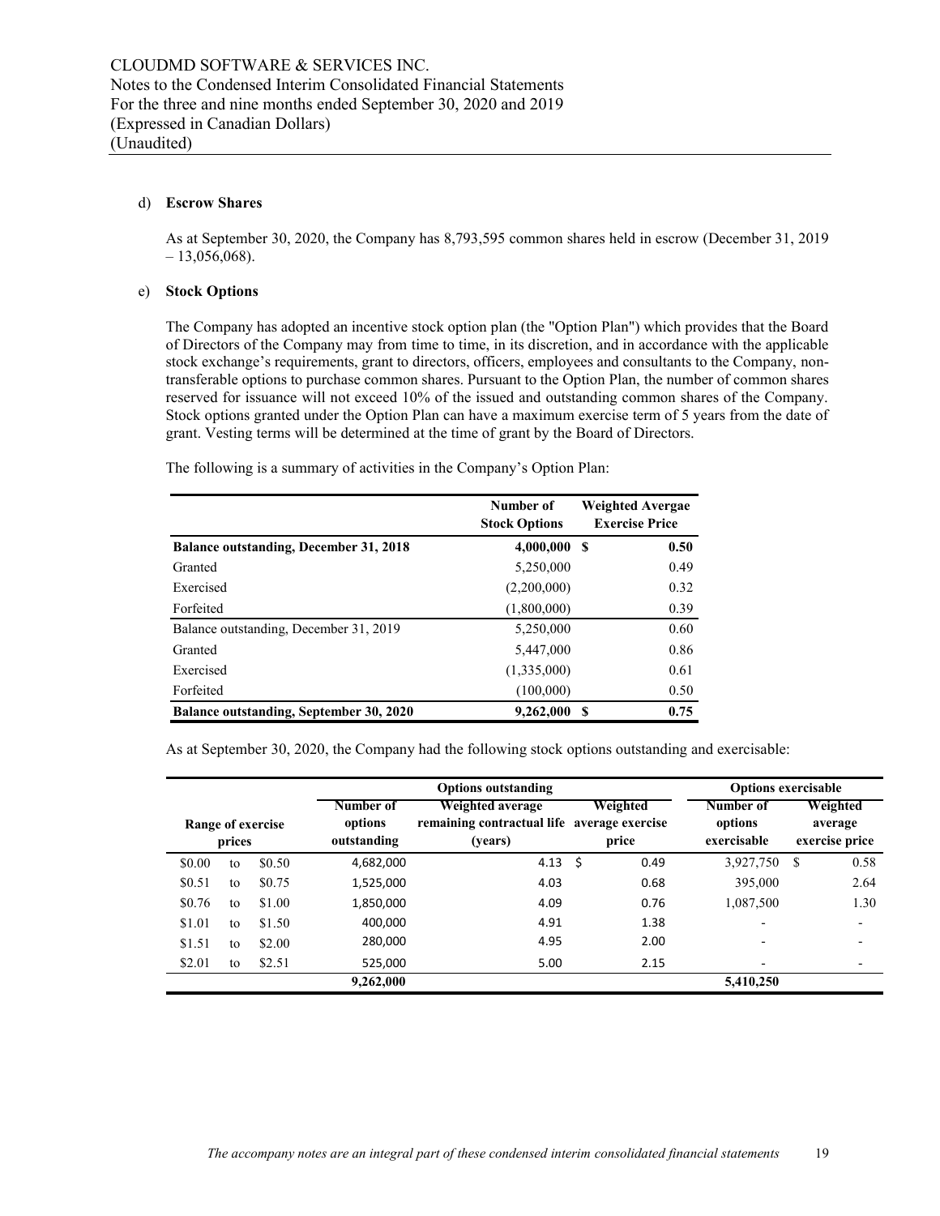d) **Escrow Shares**

As at September 30, 2020, the Company has 8,793,595 common shares held in escrow (December 31, 2019 – 13,056,068).

e) **Stock Options**

The Company has adopted an incentive stock option plan (the "Option Plan") which provides that the Board of Directors of the Company may from time to time, in its discretion, and in accordance with the applicable stock exchange's requirements, grant to directors, officers, employees and consultants to the Company, non-transferable options to purchase common shares. Pursuant to the Option Plan, the number of common shares reserved for issuance will not exceed 10% of the issued and outstanding common shares of the Company. Stock options granted under the Option Plan can have a maximum exercise term of 5 years from the date of grant. Vesting terms will be determined at the time of grant by the Board of Directors.

The following is a summary of activities in the Company's Option Plan:

| | Number of Stock Options | Weighted Avergae Exercise Price |
|---|---|---|
| **Balance outstanding, December 31, 2018** | **4,000,000** | **$ 0.50** |
| Granted | 5,250,000 | 0.49 |
| Exercised | (2,200,000) | 0.32 |
| Forfeited | (1,800,000) | 0.39 |
| Balance outstanding, December 31, 2019 | 5,250,000 | 0.60 |
| Granted | 5,447,000 | 0.86 |
| Exercised | (1,335,000) | 0.61 |
| Forfeited | (100,000) | 0.50 |
| **Balance outstanding, September 30, 2020** | **9,262,000** | **$ 0.75** |

As at September 30, 2020, the Company had the following stock options outstanding and exercisable:

| | Options outstanding | | | Options exercisable | |
|---|---|---|---|---|---|
| Range of exercise prices | Number of options outstanding | Weighted average remaining contractual life (years) | Weighted average exercise price | Number of options exercisable | Weighted average exercise price |
| $0.00 to $0.50 | 4,682,000 | 4.13 | $ 0.49 | 3,927,750 | $ 0.58 |
| $0.51 to $0.75 | 1,525,000 | 4.03 | 0.68 | 395,000 | 2.64 |
| $0.76 to $1.00 | 1,850,000 | 4.09 | 0.76 | 1,087,500 | 1.30 |
| $1.01 to $1.50 | 400,000 | 4.91 | 1.38 | - | - |
| $1.51 to $2.00 | 280,000 | 4.95 | 2.00 | - | - |
| $2.01 to $2.51 | 525,000 | 5.00 | 2.15 | - | - |
| | **9,262,000** | | | **5,410,250** | |

*The accompany notes are an integral part of these condensed interim consolidated financial statements*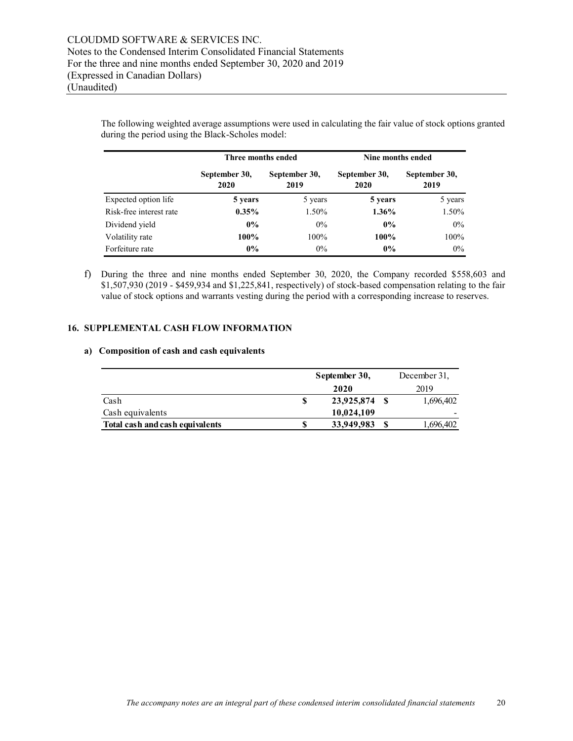The following weighted average assumptions were used in calculating the fair value of stock options granted during the period using the Black-Scholes model:

| | Three months ended | | Nine months ended | |
|---|---|---|---|---|
| | **September 30, 2020** | **September 30, 2019** | **September 30, 2020** | **September 30, 2019** |
| Expected option life | **5 years** | 5 years | **5 years** | 5 years |
| Risk-free interest rate | **0.35%** | 1.50% | **1.36%** | 1.50% |
| Dividend yield | **0%** | 0% | **0%** | 0% |
| Volatility rate | **100%** | 100% | **100%** | 100% |
| Forfeiture rate | **0%** | 0% | **0%** | 0% |

f) During the three and nine months ended September 30, 2020, the Company recorded $558,603 and $1,507,930 (2019 - $459,934 and $1,225,841, respectively) of stock-based compensation relating to the fair value of stock options and warrants vesting during the period with a corresponding increase to reserves.

## 16. SUPPLEMENTAL CASH FLOW INFORMATION

### a) Composition of cash and cash equivalents

| | **September 30, 2020** | December 31, 2019 |
|---|---|---|
| Cash | $ **23,925,874** | $ 1,696,402 |
| Cash equivalents | **10,024,109** | - |
| **Total cash and cash equivalents** | $ **33,949,983** | $ 1,696,402 |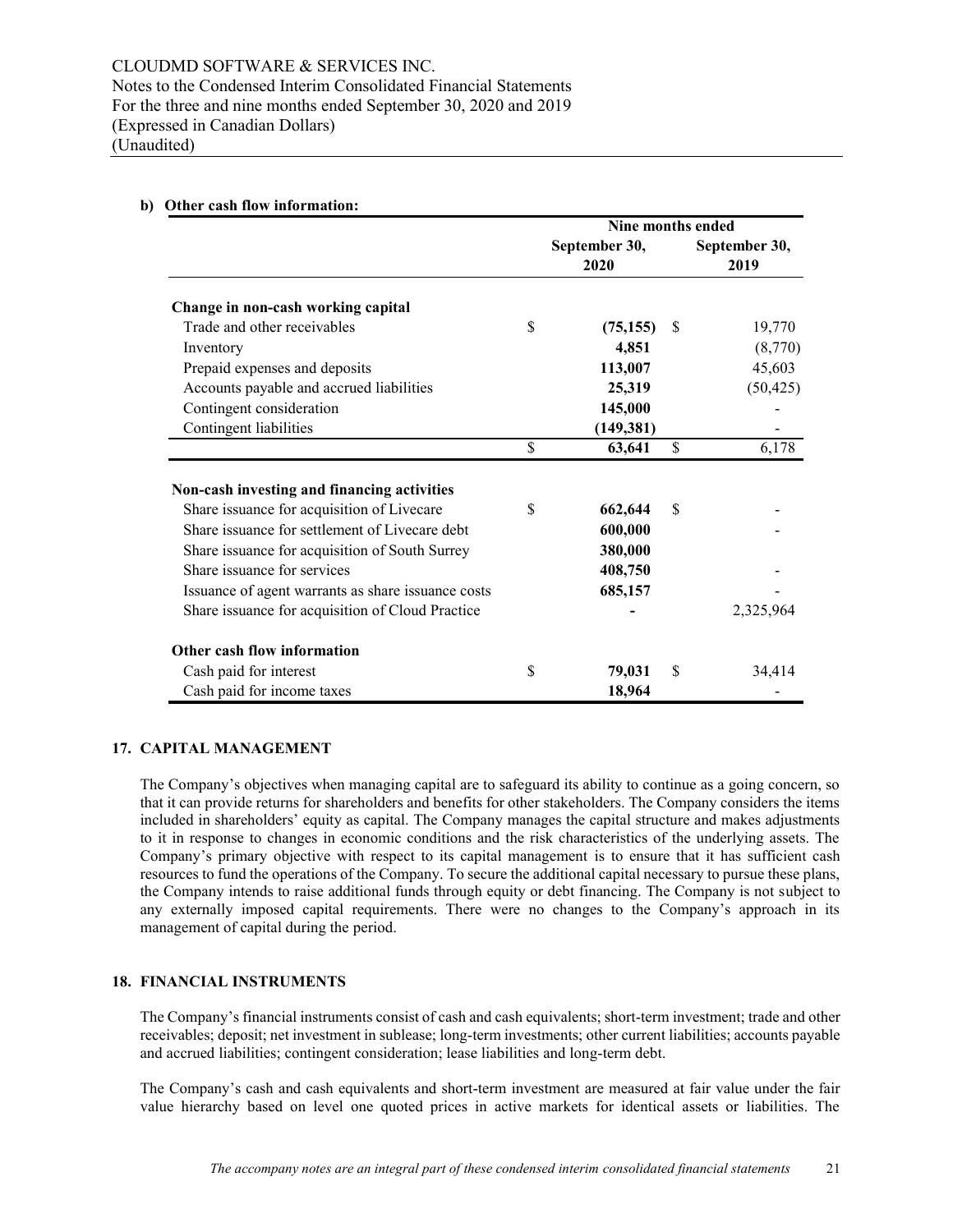**b) Other cash flow information:**

| | Nine months ended | |
|---|---|---|
| | September 30, 2020 | September 30, 2019 |
| **Change in non-cash working capital** | | |
| Trade and other receivables | $ **(75,155)** | $ 19,770 |
| Inventory | **4,851** | (8,770) |
| Prepaid expenses and deposits | **113,007** | 45,603 |
| Accounts payable and accrued liabilities | **25,319** | (50,425) |
| Contingent consideration | **145,000** | - |
| Contingent liabilities | **(149,381)** | - |
| | $ **63,641** | $ 6,178 |
| **Non-cash investing and financing activities** | | |
| Share issuance for acquisition of Livecare | $ **662,644** | $ - |
| Share issuance for settlement of Livecare debt | **600,000** | - |
| Share issuance for acquisition of South Surrey | **380,000** | |
| Share issuance for services | **408,750** | - |
| Issuance of agent warrants as share issuance costs | **685,157** | - |
| Share issuance for acquisition of Cloud Practice | **-** | 2,325,964 |
| **Other cash flow information** | | |
| Cash paid for interest | $ **79,031** | $ 34,414 |
| Cash paid for income taxes | **18,964** | - |

## 17. CAPITAL MANAGEMENT

The Company's objectives when managing capital are to safeguard its ability to continue as a going concern, so that it can provide returns for shareholders and benefits for other stakeholders. The Company considers the items included in shareholders' equity as capital. The Company manages the capital structure and makes adjustments to it in response to changes in economic conditions and the risk characteristics of the underlying assets. The Company's primary objective with respect to its capital management is to ensure that it has sufficient cash resources to fund the operations of the Company. To secure the additional capital necessary to pursue these plans, the Company intends to raise additional funds through equity or debt financing. The Company is not subject to any externally imposed capital requirements. There were no changes to the Company's approach in its management of capital during the period.

## 18. FINANCIAL INSTRUMENTS

The Company's financial instruments consist of cash and cash equivalents; short-term investment; trade and other receivables; deposit; net investment in sublease; long-term investments; other current liabilities; accounts payable and accrued liabilities; contingent consideration; lease liabilities and long-term debt.

The Company's cash and cash equivalents and short-term investment are measured at fair value under the fair value hierarchy based on level one quoted prices in active markets for identical assets or liabilities. The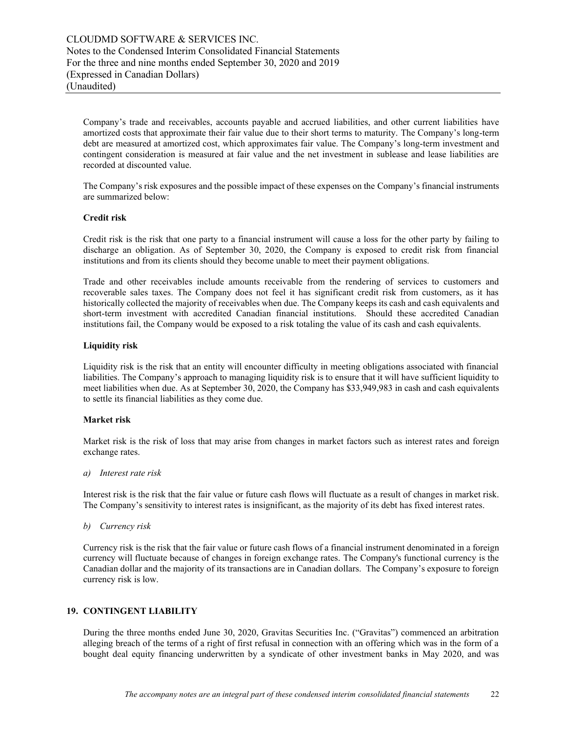Company's trade and receivables, accounts payable and accrued liabilities, and other current liabilities have amortized costs that approximate their fair value due to their short terms to maturity. The Company's long-term debt are measured at amortized cost, which approximates fair value. The Company's long-term investment and contingent consideration is measured at fair value and the net investment in sublease and lease liabilities are recorded at discounted value.

The Company's risk exposures and the possible impact of these expenses on the Company's financial instruments are summarized below:

**Credit risk**

Credit risk is the risk that one party to a financial instrument will cause a loss for the other party by failing to discharge an obligation. As of September 30, 2020, the Company is exposed to credit risk from financial institutions and from its clients should they become unable to meet their payment obligations.

Trade and other receivables include amounts receivable from the rendering of services to customers and recoverable sales taxes. The Company does not feel it has significant credit risk from customers, as it has historically collected the majority of receivables when due. The Company keeps its cash and cash equivalents and short-term investment with accredited Canadian financial institutions. Should these accredited Canadian institutions fail, the Company would be exposed to a risk totaling the value of its cash and cash equivalents.

**Liquidity risk**

Liquidity risk is the risk that an entity will encounter difficulty in meeting obligations associated with financial liabilities. The Company's approach to managing liquidity risk is to ensure that it will have sufficient liquidity to meet liabilities when due. As at September 30, 2020, the Company has $33,949,983 in cash and cash equivalents to settle its financial liabilities as they come due.

**Market risk**

Market risk is the risk of loss that may arise from changes in market factors such as interest rates and foreign exchange rates.

*a) Interest rate risk*

Interest risk is the risk that the fair value or future cash flows will fluctuate as a result of changes in market risk. The Company's sensitivity to interest rates is insignificant, as the majority of its debt has fixed interest rates.

*b) Currency risk*

Currency risk is the risk that the fair value or future cash flows of a financial instrument denominated in a foreign currency will fluctuate because of changes in foreign exchange rates. The Company's functional currency is the Canadian dollar and the majority of its transactions are in Canadian dollars. The Company's exposure to foreign currency risk is low.

## 19. CONTINGENT LIABILITY

During the three months ended June 30, 2020, Gravitas Securities Inc. ("Gravitas") commenced an arbitration alleging breach of the terms of a right of first refusal in connection with an offering which was in the form of a bought deal equity financing underwritten by a syndicate of other investment banks in May 2020, and was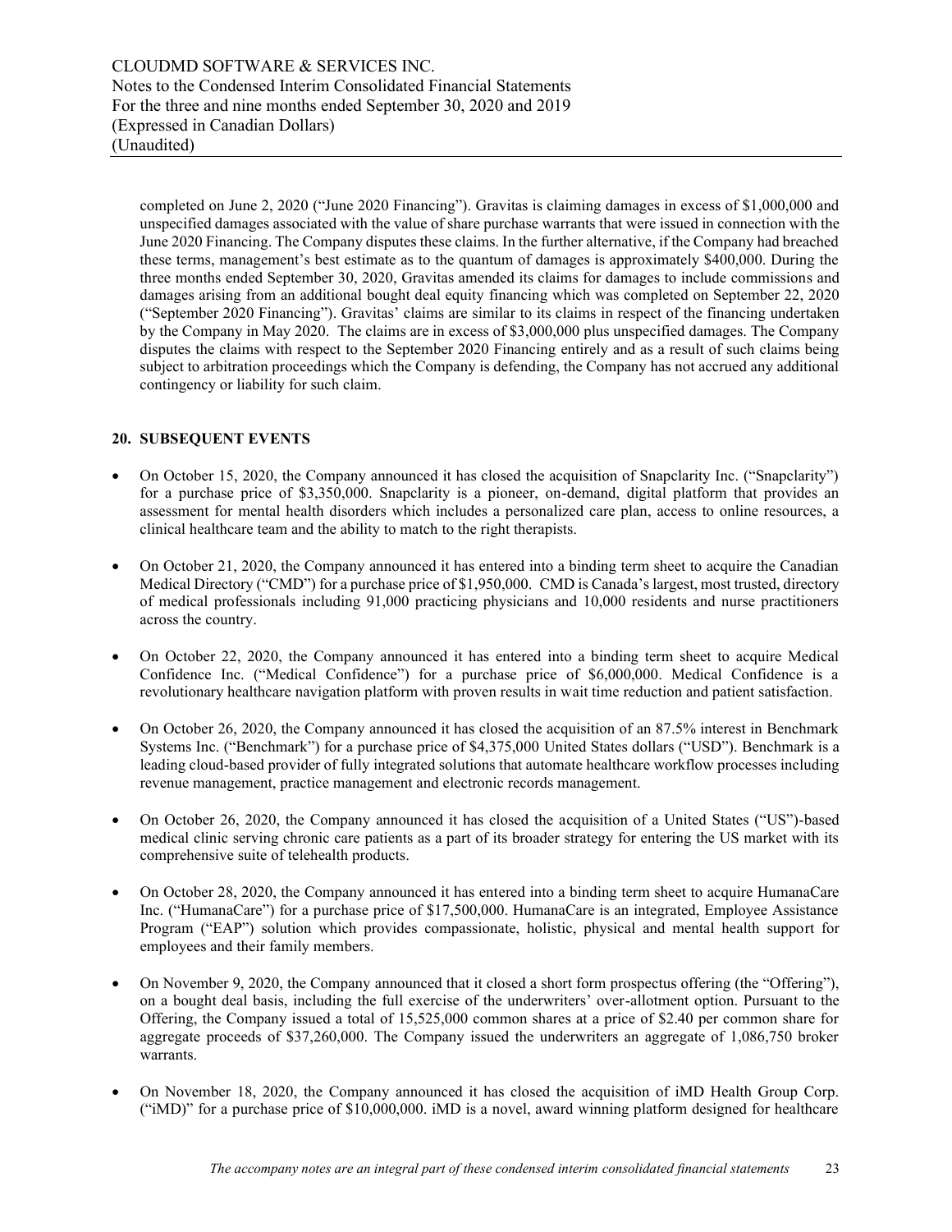completed on June 2, 2020 ("June 2020 Financing"). Gravitas is claiming damages in excess of $1,000,000 and unspecified damages associated with the value of share purchase warrants that were issued in connection with the June 2020 Financing. The Company disputes these claims. In the further alternative, if the Company had breached these terms, management's best estimate as to the quantum of damages is approximately $400,000. During the three months ended September 30, 2020, Gravitas amended its claims for damages to include commissions and damages arising from an additional bought deal equity financing which was completed on September 22, 2020 ("September 2020 Financing"). Gravitas' claims are similar to its claims in respect of the financing undertaken by the Company in May 2020. The claims are in excess of $3,000,000 plus unspecified damages. The Company disputes the claims with respect to the September 2020 Financing entirely and as a result of such claims being subject to arbitration proceedings which the Company is defending, the Company has not accrued any additional contingency or liability for such claim.

## 20. SUBSEQUENT EVENTS

- On October 15, 2020, the Company announced it has closed the acquisition of Snapclarity Inc. ("Snapclarity") for a purchase price of $3,350,000. Snapclarity is a pioneer, on-demand, digital platform that provides an assessment for mental health disorders which includes a personalized care plan, access to online resources, a clinical healthcare team and the ability to match to the right therapists.
- On October 21, 2020, the Company announced it has entered into a binding term sheet to acquire the Canadian Medical Directory ("CMD") for a purchase price of $1,950,000. CMD is Canada's largest, most trusted, directory of medical professionals including 91,000 practicing physicians and 10,000 residents and nurse practitioners across the country.
- On October 22, 2020, the Company announced it has entered into a binding term sheet to acquire Medical Confidence Inc. ("Medical Confidence") for a purchase price of $6,000,000. Medical Confidence is a revolutionary healthcare navigation platform with proven results in wait time reduction and patient satisfaction.
- On October 26, 2020, the Company announced it has closed the acquisition of an 87.5% interest in Benchmark Systems Inc. ("Benchmark") for a purchase price of $4,375,000 United States dollars ("USD"). Benchmark is a leading cloud-based provider of fully integrated solutions that automate healthcare workflow processes including revenue management, practice management and electronic records management.
- On October 26, 2020, the Company announced it has closed the acquisition of a United States ("US")-based medical clinic serving chronic care patients as a part of its broader strategy for entering the US market with its comprehensive suite of telehealth products.
- On October 28, 2020, the Company announced it has entered into a binding term sheet to acquire HumanaCare Inc. ("HumanaCare") for a purchase price of $17,500,000. HumanaCare is an integrated, Employee Assistance Program ("EAP") solution which provides compassionate, holistic, physical and mental health support for employees and their family members.
- On November 9, 2020, the Company announced that it closed a short form prospectus offering (the "Offering"), on a bought deal basis, including the full exercise of the underwriters' over-allotment option. Pursuant to the Offering, the Company issued a total of 15,525,000 common shares at a price of $2.40 per common share for aggregate proceeds of $37,260,000. The Company issued the underwriters an aggregate of 1,086,750 broker warrants.
- On November 18, 2020, the Company announced it has closed the acquisition of iMD Health Group Corp. ("iMD)" for a purchase price of $10,000,000. iMD is a novel, award winning platform designed for healthcare

*The accompany notes are an integral part of these condensed interim consolidated financial statements*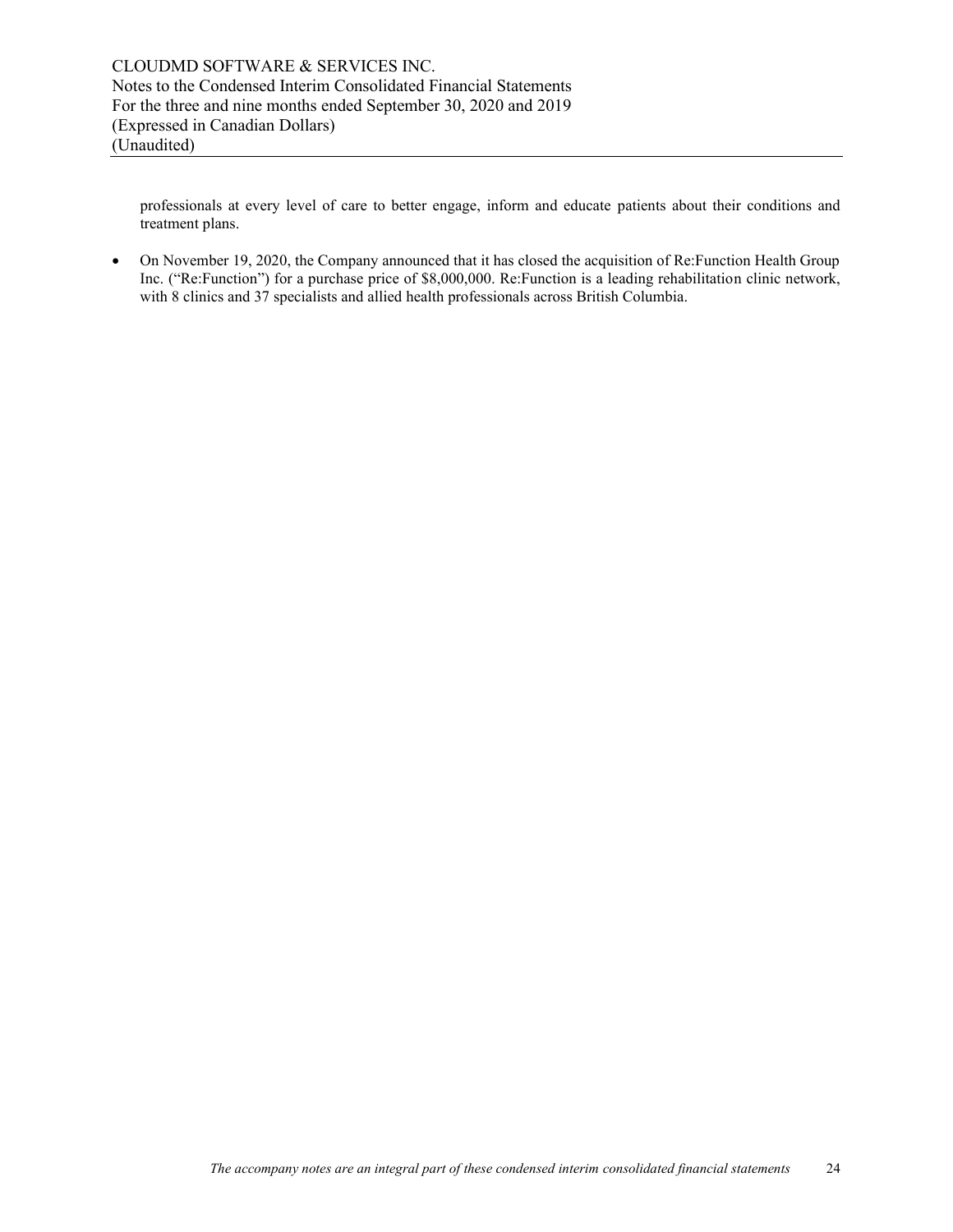professionals at every level of care to better engage, inform and educate patients about their conditions and treatment plans.

- On November 19, 2020, the Company announced that it has closed the acquisition of Re:Function Health Group Inc. ("Re:Function") for a purchase price of $8,000,000. Re:Function is a leading rehabilitation clinic network, with 8 clinics and 37 specialists and allied health professionals across British Columbia.